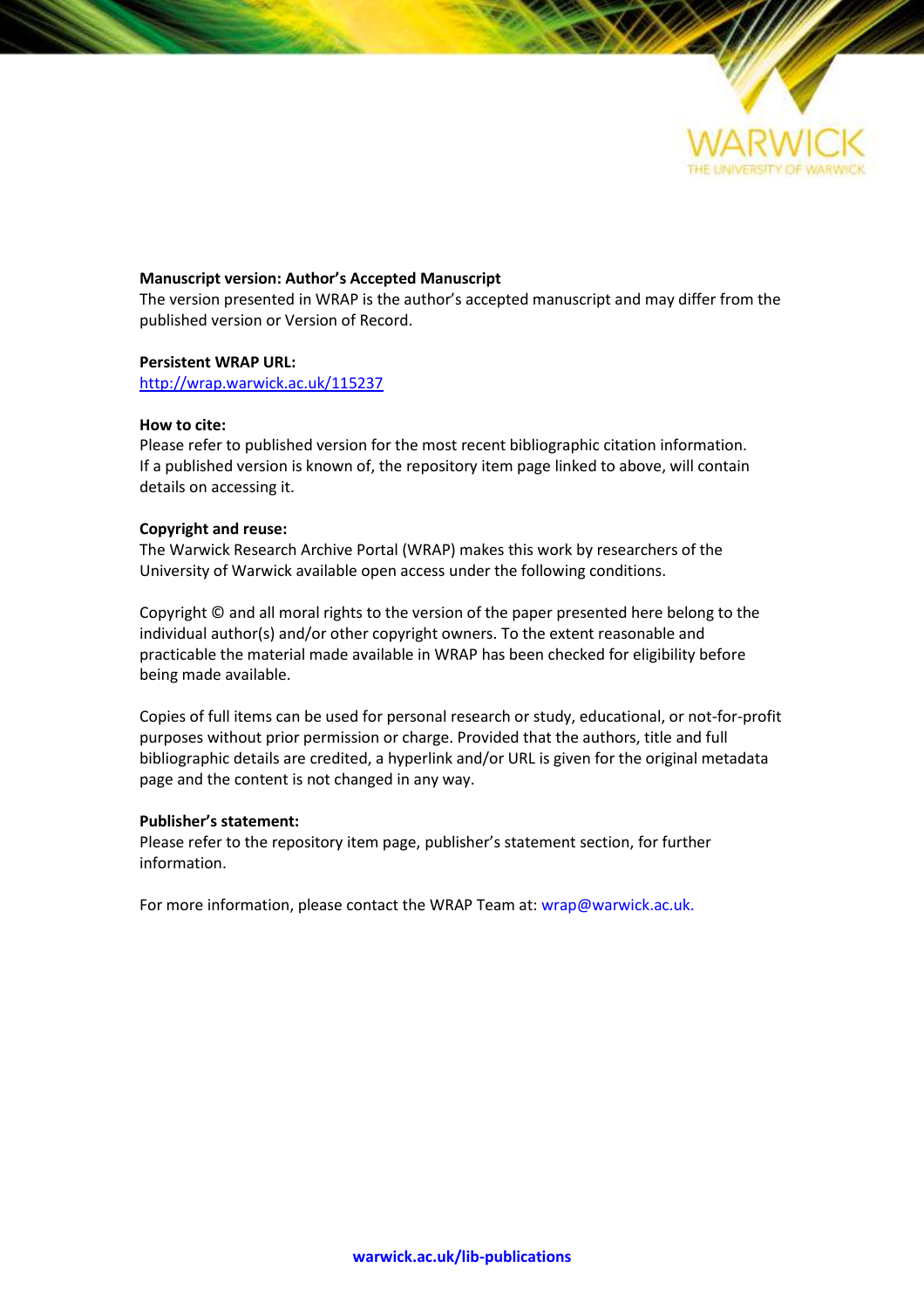**Manuscript version: Author's Accepted Manuscript**

The version presented in WRAP is the author's accepted manuscript and may differ from the published version or Version of Record.

**Persistent WRAP URL:**

http://wrap.warwick.ac.uk/115237

**How to cite:**

Please refer to published version for the most recent bibliographic citation information. If a published version is known of, the repository item page linked to above, will contain details on accessing it.

**Copyright and reuse:**

The Warwick Research Archive Portal (WRAP) makes this work by researchers of the University of Warwick available open access under the following conditions.

Copyright © and all moral rights to the version of the paper presented here belong to the individual author(s) and/or other copyright owners. To the extent reasonable and practicable the material made available in WRAP has been checked for eligibility before being made available.

Copies of full items can be used for personal research or study, educational, or not-for-profit purposes without prior permission or charge. Provided that the authors, title and full bibliographic details are credited, a hyperlink and/or URL is given for the original metadata page and the content is not changed in any way.

**Publisher's statement:**

Please refer to the repository item page, publisher's statement section, for further information.

For more information, please contact the WRAP Team at: wrap@warwick.ac.uk.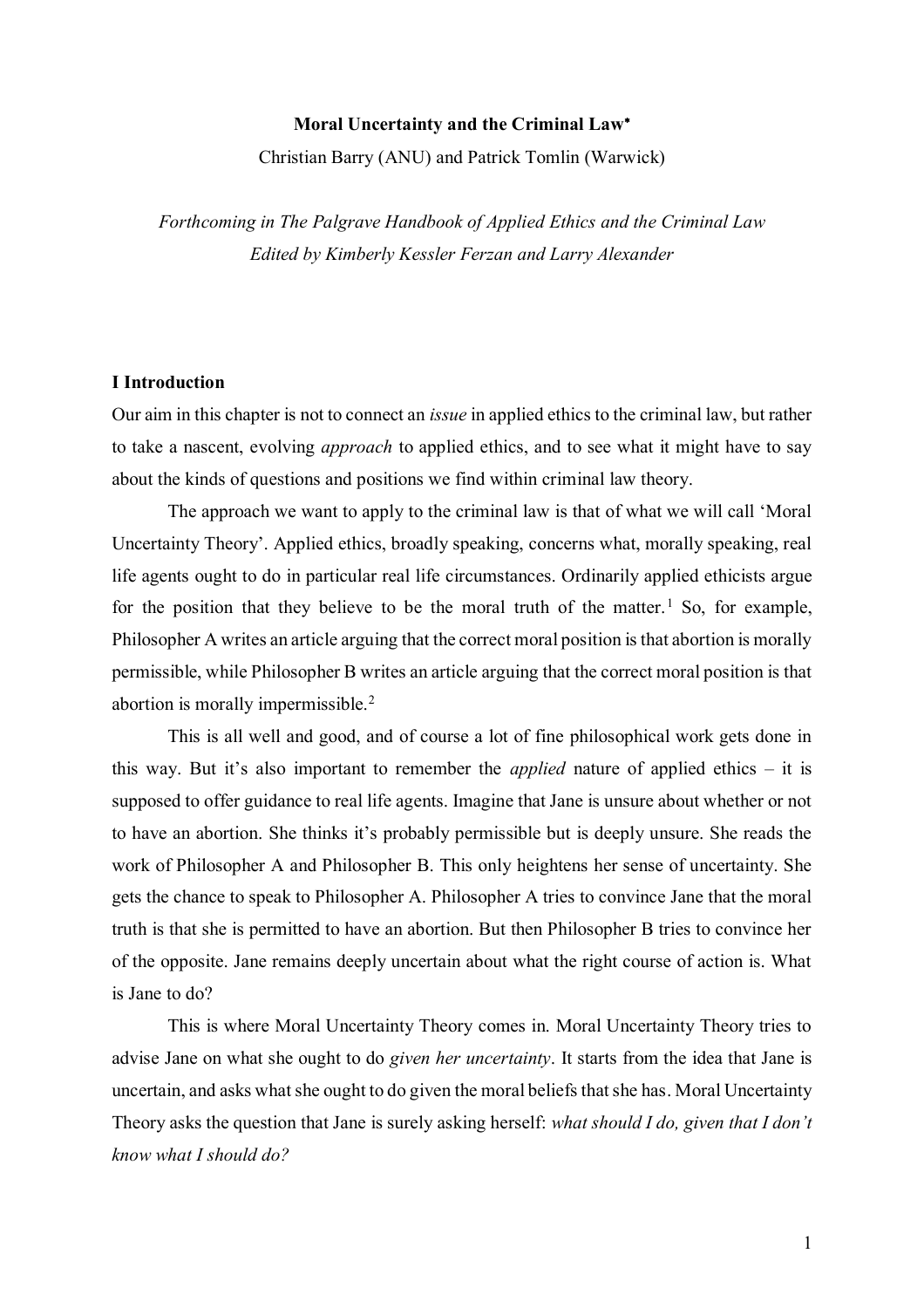**Moral Uncertainty and the Criminal Law***

Christian Barry (ANU) and Patrick Tomlin (Warwick)

*Forthcoming in The Palgrave Handbook of Applied Ethics and the Criminal Law*
*Edited by Kimberly Kessler Ferzan and Larry Alexander*

## I Introduction

Our aim in this chapter is not to connect an *issue* in applied ethics to the criminal law, but rather to take a nascent, evolving *approach* to applied ethics, and to see what it might have to say about the kinds of questions and positions we find within criminal law theory.

The approach we want to apply to the criminal law is that of what we will call 'Moral Uncertainty Theory'. Applied ethics, broadly speaking, concerns what, morally speaking, real life agents ought to do in particular real life circumstances. Ordinarily applied ethicists argue for the position that they believe to be the moral truth of the matter.[1] So, for example, Philosopher A writes an article arguing that the correct moral position is that abortion is morally permissible, while Philosopher B writes an article arguing that the correct moral position is that abortion is morally impermissible.[2]

This is all well and good, and of course a lot of fine philosophical work gets done in this way. But it's also important to remember the *applied* nature of applied ethics – it is supposed to offer guidance to real life agents. Imagine that Jane is unsure about whether or not to have an abortion. She thinks it's probably permissible but is deeply unsure. She reads the work of Philosopher A and Philosopher B. This only heightens her sense of uncertainty. She gets the chance to speak to Philosopher A. Philosopher A tries to convince Jane that the moral truth is that she is permitted to have an abortion. But then Philosopher B tries to convince her of the opposite. Jane remains deeply uncertain about what the right course of action is. What is Jane to do?

This is where Moral Uncertainty Theory comes in. Moral Uncertainty Theory tries to advise Jane on what she ought to do *given her uncertainty*. It starts from the idea that Jane is uncertain, and asks what she ought to do given the moral beliefs that she has. Moral Uncertainty Theory asks the question that Jane is surely asking herself: *what should I do, given that I don't know what I should do?*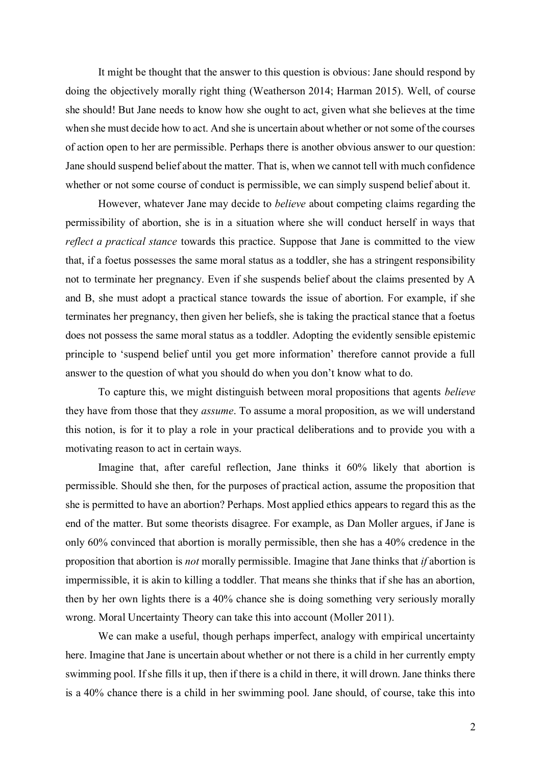It might be thought that the answer to this question is obvious: Jane should respond by doing the objectively morally right thing (Weatherson 2014; Harman 2015). Well, of course she should! But Jane needs to know how she ought to act, given what she believes at the time when she must decide how to act. And she is uncertain about whether or not some of the courses of action open to her are permissible. Perhaps there is another obvious answer to our question: Jane should suspend belief about the matter. That is, when we cannot tell with much confidence whether or not some course of conduct is permissible, we can simply suspend belief about it.

However, whatever Jane may decide to *believe* about competing claims regarding the permissibility of abortion, she is in a situation where she will conduct herself in ways that *reflect a practical stance* towards this practice. Suppose that Jane is committed to the view that, if a foetus possesses the same moral status as a toddler, she has a stringent responsibility not to terminate her pregnancy. Even if she suspends belief about the claims presented by A and B, she must adopt a practical stance towards the issue of abortion. For example, if she terminates her pregnancy, then given her beliefs, she is taking the practical stance that a foetus does not possess the same moral status as a toddler. Adopting the evidently sensible epistemic principle to 'suspend belief until you get more information' therefore cannot provide a full answer to the question of what you should do when you don't know what to do.

To capture this, we might distinguish between moral propositions that agents *believe* they have from those that they *assume*. To assume a moral proposition, as we will understand this notion, is for it to play a role in your practical deliberations and to provide you with a motivating reason to act in certain ways.

Imagine that, after careful reflection, Jane thinks it 60% likely that abortion is permissible. Should she then, for the purposes of practical action, assume the proposition that she is permitted to have an abortion? Perhaps. Most applied ethics appears to regard this as the end of the matter. But some theorists disagree. For example, as Dan Moller argues, if Jane is only 60% convinced that abortion is morally permissible, then she has a 40% credence in the proposition that abortion is *not* morally permissible. Imagine that Jane thinks that *if* abortion is impermissible, it is akin to killing a toddler. That means she thinks that if she has an abortion, then by her own lights there is a 40% chance she is doing something very seriously morally wrong. Moral Uncertainty Theory can take this into account (Moller 2011).

We can make a useful, though perhaps imperfect, analogy with empirical uncertainty here. Imagine that Jane is uncertain about whether or not there is a child in her currently empty swimming pool. If she fills it up, then if there is a child in there, it will drown. Jane thinks there is a 40% chance there is a child in her swimming pool. Jane should, of course, take this into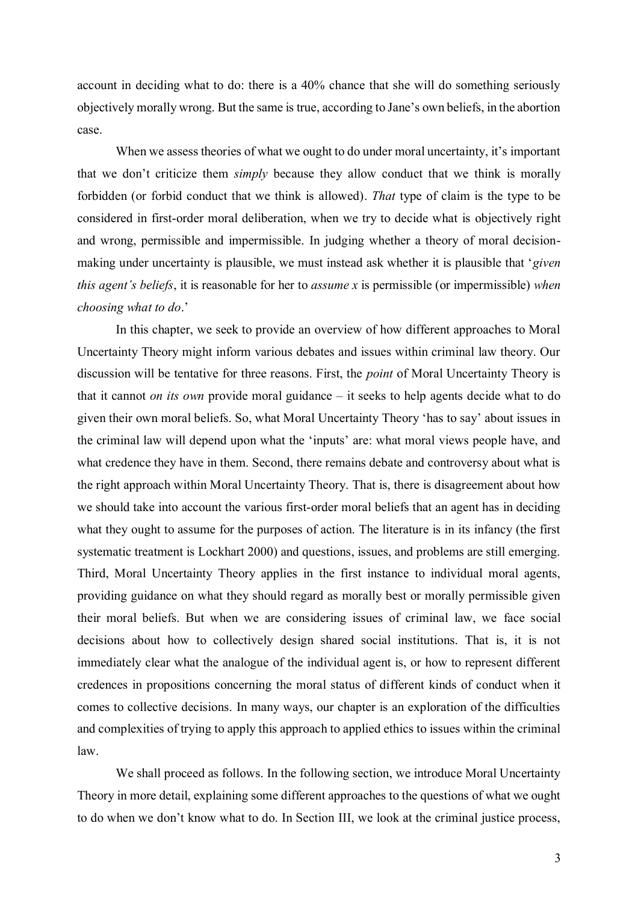account in deciding what to do: there is a 40% chance that she will do something seriously objectively morally wrong. But the same is true, according to Jane's own beliefs, in the abortion case.

When we assess theories of what we ought to do under moral uncertainty, it's important that we don't criticize them *simply* because they allow conduct that we think is morally forbidden (or forbid conduct that we think is allowed). *That* type of claim is the type to be considered in first-order moral deliberation, when we try to decide what is objectively right and wrong, permissible and impermissible. In judging whether a theory of moral decision-making under uncertainty is plausible, we must instead ask whether it is plausible that '*given this agent's beliefs*, it is reasonable for her to *assume x* is permissible (or impermissible) *when choosing what to do*.'

In this chapter, we seek to provide an overview of how different approaches to Moral Uncertainty Theory might inform various debates and issues within criminal law theory. Our discussion will be tentative for three reasons. First, the *point* of Moral Uncertainty Theory is that it cannot *on its own* provide moral guidance – it seeks to help agents decide what to do given their own moral beliefs. So, what Moral Uncertainty Theory 'has to say' about issues in the criminal law will depend upon what the 'inputs' are: what moral views people have, and what credence they have in them. Second, there remains debate and controversy about what is the right approach within Moral Uncertainty Theory. That is, there is disagreement about how we should take into account the various first-order moral beliefs that an agent has in deciding what they ought to assume for the purposes of action. The literature is in its infancy (the first systematic treatment is Lockhart 2000) and questions, issues, and problems are still emerging. Third, Moral Uncertainty Theory applies in the first instance to individual moral agents, providing guidance on what they should regard as morally best or morally permissible given their moral beliefs. But when we are considering issues of criminal law, we face social decisions about how to collectively design shared social institutions. That is, it is not immediately clear what the analogue of the individual agent is, or how to represent different credences in propositions concerning the moral status of different kinds of conduct when it comes to collective decisions. In many ways, our chapter is an exploration of the difficulties and complexities of trying to apply this approach to applied ethics to issues within the criminal law.

We shall proceed as follows. In the following section, we introduce Moral Uncertainty Theory in more detail, explaining some different approaches to the questions of what we ought to do when we don't know what to do. In Section III, we look at the criminal justice process,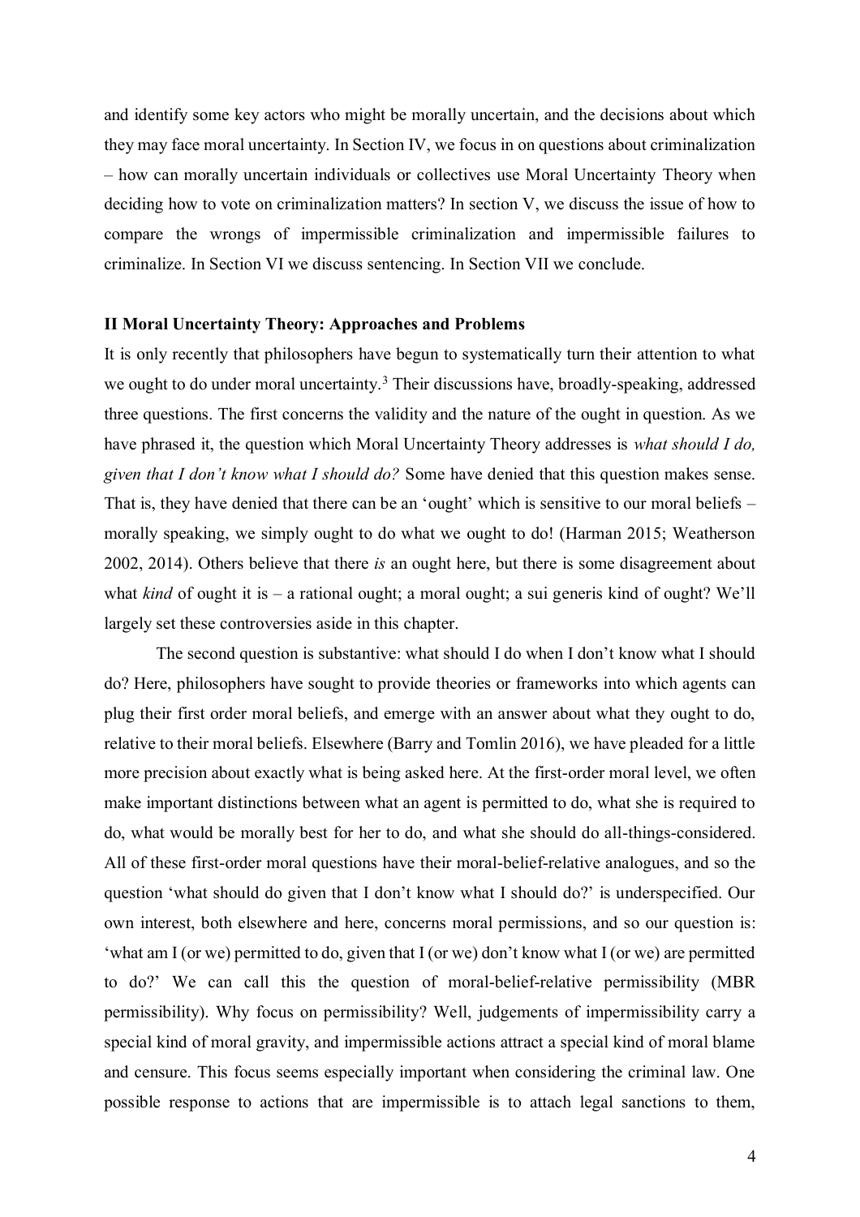and identify some key actors who might be morally uncertain, and the decisions about which they may face moral uncertainty. In Section IV, we focus in on questions about criminalization – how can morally uncertain individuals or collectives use Moral Uncertainty Theory when deciding how to vote on criminalization matters? In section V, we discuss the issue of how to compare the wrongs of impermissible criminalization and impermissible failures to criminalize. In Section VI we discuss sentencing. In Section VII we conclude.

**II Moral Uncertainty Theory: Approaches and Problems**

It is only recently that philosophers have begun to systematically turn their attention to what we ought to do under moral uncertainty.[3] Their discussions have, broadly-speaking, addressed three questions. The first concerns the validity and the nature of the ought in question. As we have phrased it, the question which Moral Uncertainty Theory addresses is *what should I do, given that I don't know what I should do?* Some have denied that this question makes sense. That is, they have denied that there can be an 'ought' which is sensitive to our moral beliefs – morally speaking, we simply ought to do what we ought to do! (Harman 2015; Weatherson 2002, 2014). Others believe that there *is* an ought here, but there is some disagreement about what *kind* of ought it is – a rational ought; a moral ought; a sui generis kind of ought? We'll largely set these controversies aside in this chapter.

The second question is substantive: what should I do when I don't know what I should do? Here, philosophers have sought to provide theories or frameworks into which agents can plug their first order moral beliefs, and emerge with an answer about what they ought to do, relative to their moral beliefs. Elsewhere (Barry and Tomlin 2016), we have pleaded for a little more precision about exactly what is being asked here. At the first-order moral level, we often make important distinctions between what an agent is permitted to do, what she is required to do, what would be morally best for her to do, and what she should do all-things-considered. All of these first-order moral questions have their moral-belief-relative analogues, and so the question 'what should do given that I don't know what I should do?' is underspecified. Our own interest, both elsewhere and here, concerns moral permissions, and so our question is: 'what am I (or we) permitted to do, given that I (or we) don't know what I (or we) are permitted to do?' We can call this the question of moral-belief-relative permissibility (MBR permissibility). Why focus on permissibility? Well, judgements of impermissibility carry a special kind of moral gravity, and impermissible actions attract a special kind of moral blame and censure. This focus seems especially important when considering the criminal law. One possible response to actions that are impermissible is to attach legal sanctions to them,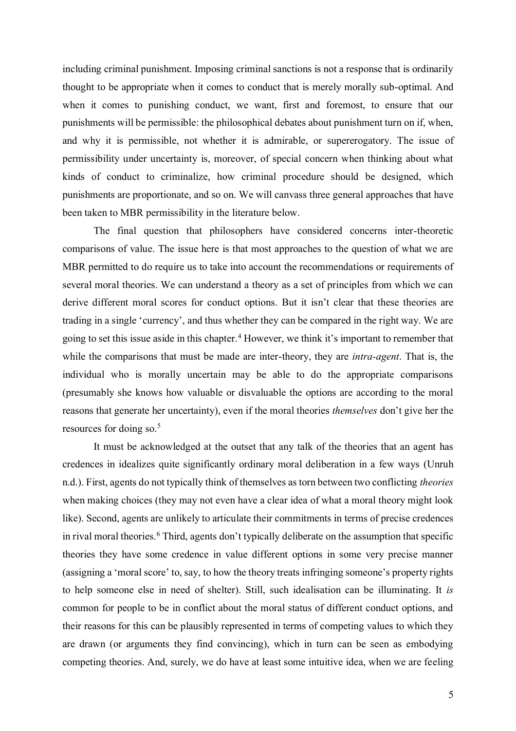including criminal punishment. Imposing criminal sanctions is not a response that is ordinarily thought to be appropriate when it comes to conduct that is merely morally sub-optimal. And when it comes to punishing conduct, we want, first and foremost, to ensure that our punishments will be permissible: the philosophical debates about punishment turn on if, when, and why it is permissible, not whether it is admirable, or supererogatory. The issue of permissibility under uncertainty is, moreover, of special concern when thinking about what kinds of conduct to criminalize, how criminal procedure should be designed, which punishments are proportionate, and so on. We will canvass three general approaches that have been taken to MBR permissibility in the literature below.

The final question that philosophers have considered concerns inter-theoretic comparisons of value. The issue here is that most approaches to the question of what we are MBR permitted to do require us to take into account the recommendations or requirements of several moral theories. We can understand a theory as a set of principles from which we can derive different moral scores for conduct options. But it isn't clear that these theories are trading in a single 'currency', and thus whether they can be compared in the right way. We are going to set this issue aside in this chapter.[4] However, we think it's important to remember that while the comparisons that must be made are inter-theory, they are *intra-agent*. That is, the individual who is morally uncertain may be able to do the appropriate comparisons (presumably she knows how valuable or disvaluable the options are according to the moral reasons that generate her uncertainty), even if the moral theories *themselves* don't give her the resources for doing so.[5]

It must be acknowledged at the outset that any talk of the theories that an agent has credences in idealizes quite significantly ordinary moral deliberation in a few ways (Unruh n.d.). First, agents do not typically think of themselves as torn between two conflicting *theories* when making choices (they may not even have a clear idea of what a moral theory might look like). Second, agents are unlikely to articulate their commitments in terms of precise credences in rival moral theories.[6] Third, agents don't typically deliberate on the assumption that specific theories they have some credence in value different options in some very precise manner (assigning a 'moral score' to, say, to how the theory treats infringing someone's property rights to help someone else in need of shelter). Still, such idealisation can be illuminating. It *is* common for people to be in conflict about the moral status of different conduct options, and their reasons for this can be plausibly represented in terms of competing values to which they are drawn (or arguments they find convincing), which in turn can be seen as embodying competing theories. And, surely, we do have at least some intuitive idea, when we are feeling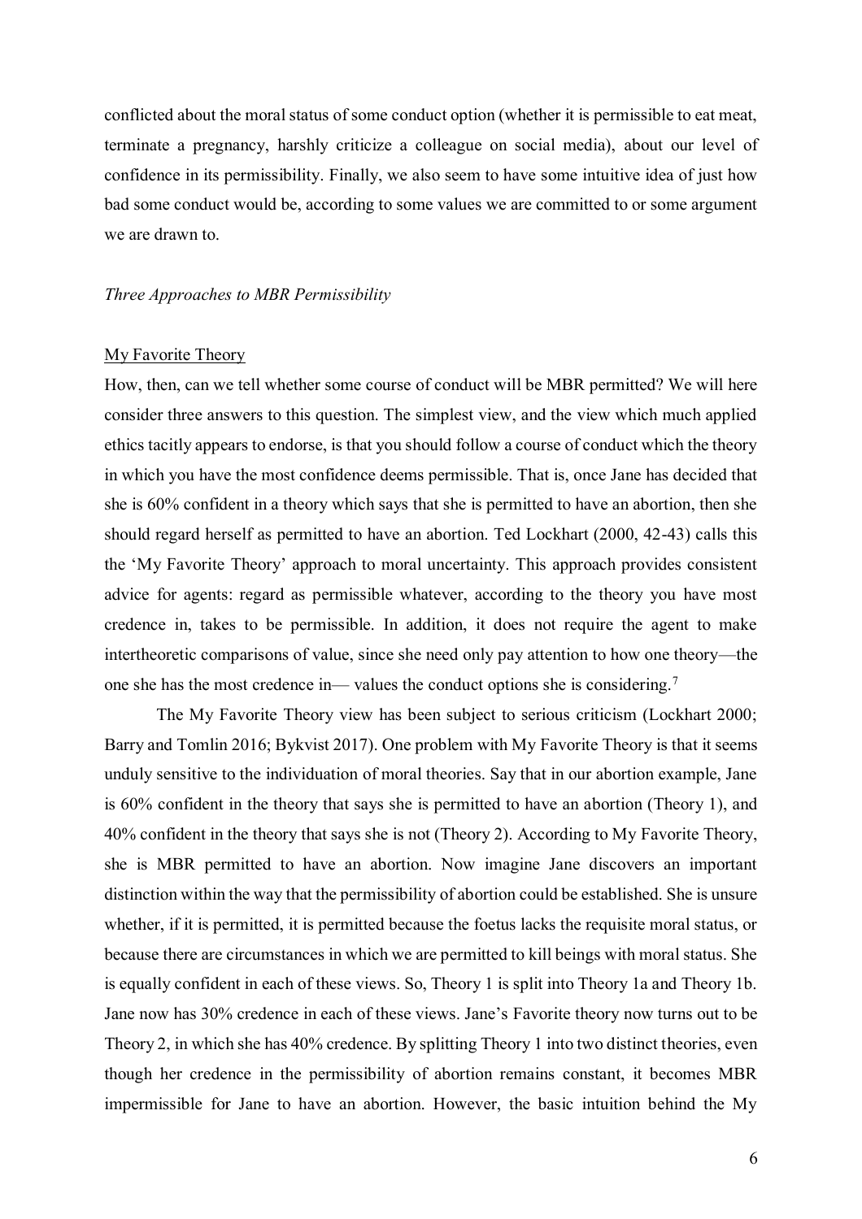conflicted about the moral status of some conduct option (whether it is permissible to eat meat, terminate a pregnancy, harshly criticize a colleague on social media), about our level of confidence in its permissibility. Finally, we also seem to have some intuitive idea of just how bad some conduct would be, according to some values we are committed to or some argument we are drawn to.

### *Three Approaches to MBR Permissibility*

#### My Favorite Theory

How, then, can we tell whether some course of conduct will be MBR permitted? We will here consider three answers to this question. The simplest view, and the view which much applied ethics tacitly appears to endorse, is that you should follow a course of conduct which the theory in which you have the most confidence deems permissible. That is, once Jane has decided that she is 60% confident in a theory which says that she is permitted to have an abortion, then she should regard herself as permitted to have an abortion. Ted Lockhart (2000, 42-43) calls this the 'My Favorite Theory' approach to moral uncertainty. This approach provides consistent advice for agents: regard as permissible whatever, according to the theory you have most credence in, takes to be permissible. In addition, it does not require the agent to make intertheoretic comparisons of value, since she need only pay attention to how one theory—the one she has the most credence in— values the conduct options she is considering.[7]

The My Favorite Theory view has been subject to serious criticism (Lockhart 2000; Barry and Tomlin 2016; Bykvist 2017). One problem with My Favorite Theory is that it seems unduly sensitive to the individuation of moral theories. Say that in our abortion example, Jane is 60% confident in the theory that says she is permitted to have an abortion (Theory 1), and 40% confident in the theory that says she is not (Theory 2). According to My Favorite Theory, she is MBR permitted to have an abortion. Now imagine Jane discovers an important distinction within the way that the permissibility of abortion could be established. She is unsure whether, if it is permitted, it is permitted because the foetus lacks the requisite moral status, or because there are circumstances in which we are permitted to kill beings with moral status. She is equally confident in each of these views. So, Theory 1 is split into Theory 1a and Theory 1b. Jane now has 30% credence in each of these views. Jane's Favorite theory now turns out to be Theory 2, in which she has 40% credence. By splitting Theory 1 into two distinct theories, even though her credence in the permissibility of abortion remains constant, it becomes MBR impermissible for Jane to have an abortion. However, the basic intuition behind the My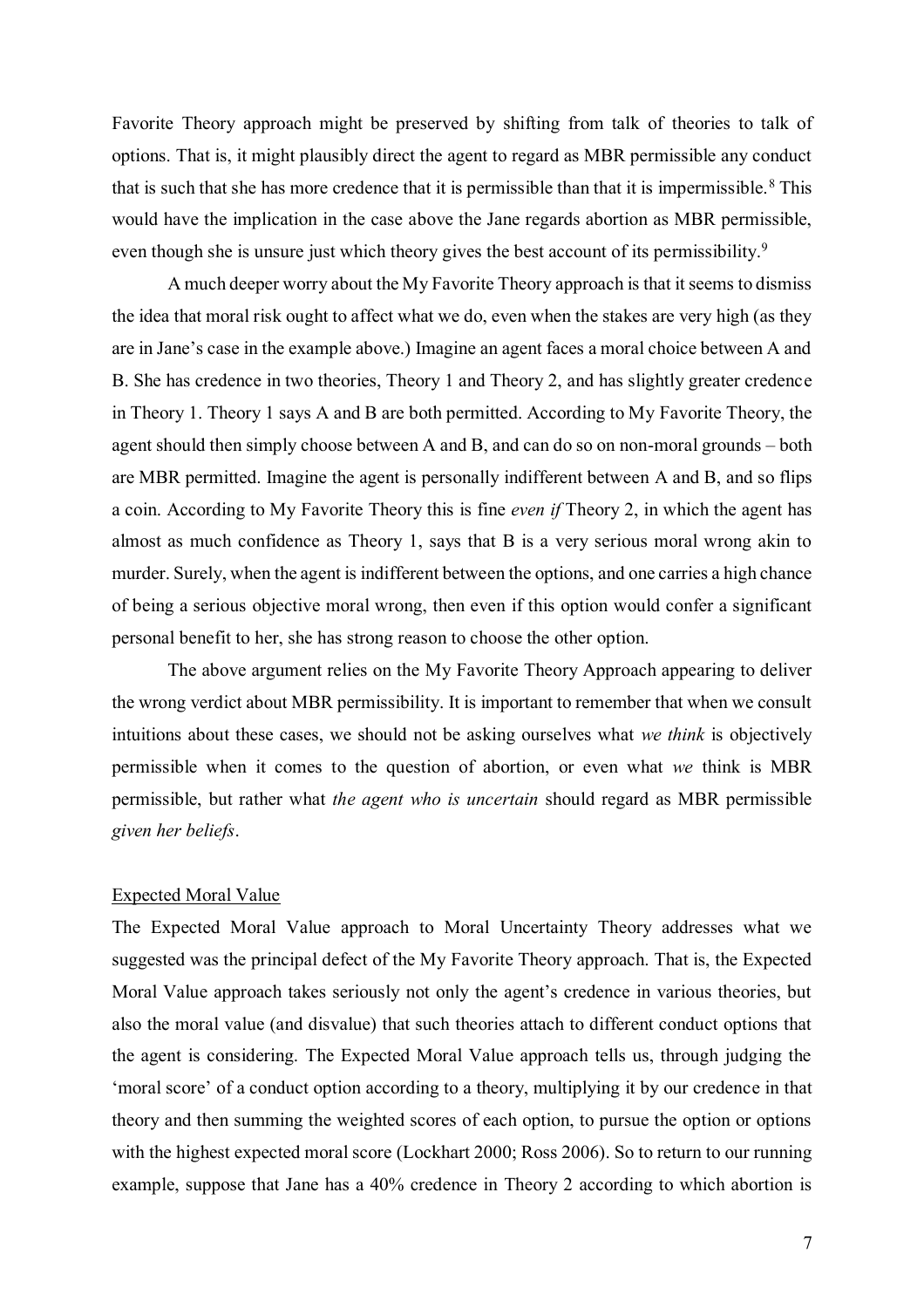Favorite Theory approach might be preserved by shifting from talk of theories to talk of options. That is, it might plausibly direct the agent to regard as MBR permissible any conduct that is such that she has more credence that it is permissible than that it is impermissible.[8] This would have the implication in the case above the Jane regards abortion as MBR permissible, even though she is unsure just which theory gives the best account of its permissibility.[9]

A much deeper worry about the My Favorite Theory approach is that it seems to dismiss the idea that moral risk ought to affect what we do, even when the stakes are very high (as they are in Jane's case in the example above.) Imagine an agent faces a moral choice between A and B. She has credence in two theories, Theory 1 and Theory 2, and has slightly greater credence in Theory 1. Theory 1 says A and B are both permitted. According to My Favorite Theory, the agent should then simply choose between A and B, and can do so on non-moral grounds – both are MBR permitted. Imagine the agent is personally indifferent between A and B, and so flips a coin. According to My Favorite Theory this is fine *even if* Theory 2, in which the agent has almost as much confidence as Theory 1, says that B is a very serious moral wrong akin to murder. Surely, when the agent is indifferent between the options, and one carries a high chance of being a serious objective moral wrong, then even if this option would confer a significant personal benefit to her, she has strong reason to choose the other option.

The above argument relies on the My Favorite Theory Approach appearing to deliver the wrong verdict about MBR permissibility. It is important to remember that when we consult intuitions about these cases, we should not be asking ourselves what *we think* is objectively permissible when it comes to the question of abortion, or even what *we* think is MBR permissible, but rather what *the agent who is uncertain* should regard as MBR permissible *given her beliefs*.

### Expected Moral Value

The Expected Moral Value approach to Moral Uncertainty Theory addresses what we suggested was the principal defect of the My Favorite Theory approach. That is, the Expected Moral Value approach takes seriously not only the agent's credence in various theories, but also the moral value (and disvalue) that such theories attach to different conduct options that the agent is considering. The Expected Moral Value approach tells us, through judging the 'moral score' of a conduct option according to a theory, multiplying it by our credence in that theory and then summing the weighted scores of each option, to pursue the option or options with the highest expected moral score (Lockhart 2000; Ross 2006). So to return to our running example, suppose that Jane has a 40% credence in Theory 2 according to which abortion is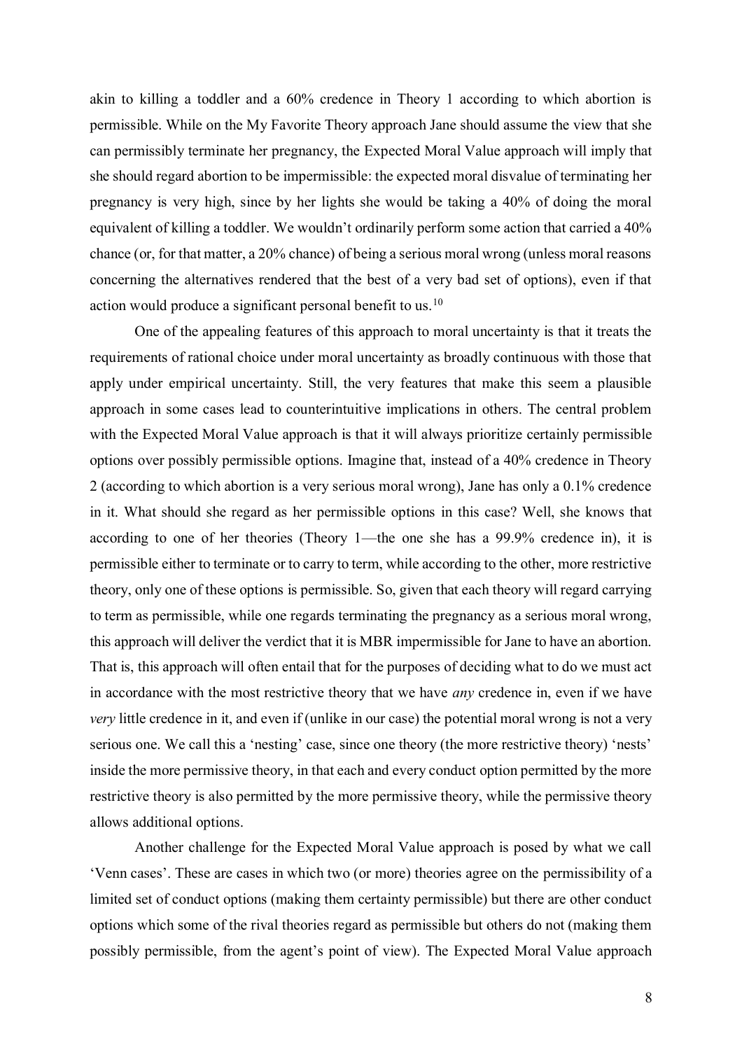akin to killing a toddler and a 60% credence in Theory 1 according to which abortion is permissible. While on the My Favorite Theory approach Jane should assume the view that she can permissibly terminate her pregnancy, the Expected Moral Value approach will imply that she should regard abortion to be impermissible: the expected moral disvalue of terminating her pregnancy is very high, since by her lights she would be taking a 40% of doing the moral equivalent of killing a toddler. We wouldn't ordinarily perform some action that carried a 40% chance (or, for that matter, a 20% chance) of being a serious moral wrong (unless moral reasons concerning the alternatives rendered that the best of a very bad set of options), even if that action would produce a significant personal benefit to us.[10]

One of the appealing features of this approach to moral uncertainty is that it treats the requirements of rational choice under moral uncertainty as broadly continuous with those that apply under empirical uncertainty. Still, the very features that make this seem a plausible approach in some cases lead to counterintuitive implications in others. The central problem with the Expected Moral Value approach is that it will always prioritize certainly permissible options over possibly permissible options. Imagine that, instead of a 40% credence in Theory 2 (according to which abortion is a very serious moral wrong), Jane has only a 0.1% credence in it. What should she regard as her permissible options in this case? Well, she knows that according to one of her theories (Theory 1—the one she has a 99.9% credence in), it is permissible either to terminate or to carry to term, while according to the other, more restrictive theory, only one of these options is permissible. So, given that each theory will regard carrying to term as permissible, while one regards terminating the pregnancy as a serious moral wrong, this approach will deliver the verdict that it is MBR impermissible for Jane to have an abortion. That is, this approach will often entail that for the purposes of deciding what to do we must act in accordance with the most restrictive theory that we have *any* credence in, even if we have *very* little credence in it, and even if (unlike in our case) the potential moral wrong is not a very serious one. We call this a 'nesting' case, since one theory (the more restrictive theory) 'nests' inside the more permissive theory, in that each and every conduct option permitted by the more restrictive theory is also permitted by the more permissive theory, while the permissive theory allows additional options.

Another challenge for the Expected Moral Value approach is posed by what we call 'Venn cases'. These are cases in which two (or more) theories agree on the permissibility of a limited set of conduct options (making them certainty permissible) but there are other conduct options which some of the rival theories regard as permissible but others do not (making them possibly permissible, from the agent's point of view). The Expected Moral Value approach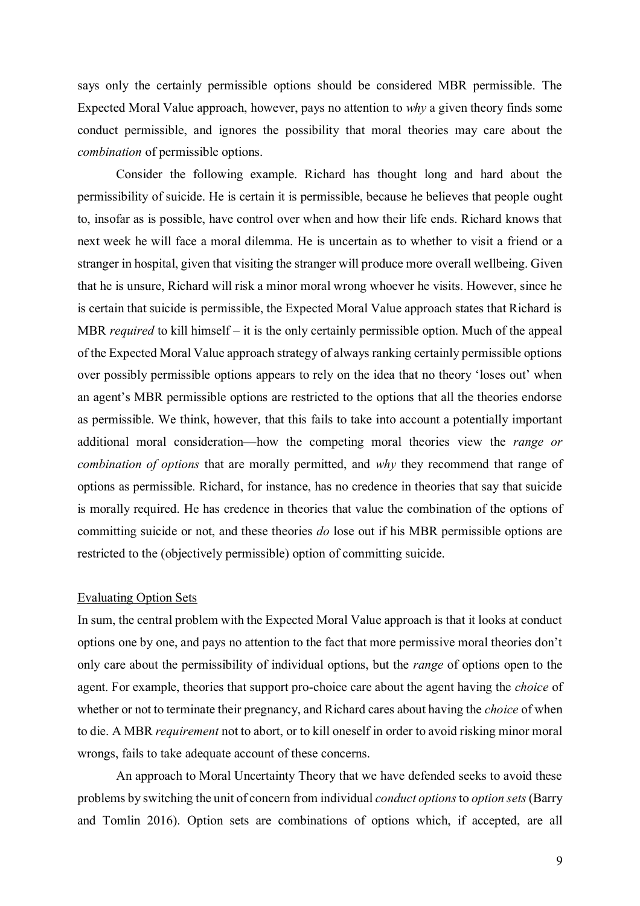says only the certainly permissible options should be considered MBR permissible. The Expected Moral Value approach, however, pays no attention to *why* a given theory finds some conduct permissible, and ignores the possibility that moral theories may care about the *combination* of permissible options.

Consider the following example. Richard has thought long and hard about the permissibility of suicide. He is certain it is permissible, because he believes that people ought to, insofar as is possible, have control over when and how their life ends. Richard knows that next week he will face a moral dilemma. He is uncertain as to whether to visit a friend or a stranger in hospital, given that visiting the stranger will produce more overall wellbeing. Given that he is unsure, Richard will risk a minor moral wrong whoever he visits. However, since he is certain that suicide is permissible, the Expected Moral Value approach states that Richard is MBR *required* to kill himself – it is the only certainly permissible option. Much of the appeal of the Expected Moral Value approach strategy of always ranking certainly permissible options over possibly permissible options appears to rely on the idea that no theory 'loses out' when an agent's MBR permissible options are restricted to the options that all the theories endorse as permissible. We think, however, that this fails to take into account a potentially important additional moral consideration—how the competing moral theories view the *range or combination of options* that are morally permitted, and *why* they recommend that range of options as permissible. Richard, for instance, has no credence in theories that say that suicide is morally required. He has credence in theories that value the combination of the options of committing suicide or not, and these theories *do* lose out if his MBR permissible options are restricted to the (objectively permissible) option of committing suicide.

## Evaluating Option Sets

In sum, the central problem with the Expected Moral Value approach is that it looks at conduct options one by one, and pays no attention to the fact that more permissive moral theories don't only care about the permissibility of individual options, but the *range* of options open to the agent. For example, theories that support pro-choice care about the agent having the *choice* of whether or not to terminate their pregnancy, and Richard cares about having the *choice* of when to die. A MBR *requirement* not to abort, or to kill oneself in order to avoid risking minor moral wrongs, fails to take adequate account of these concerns.

An approach to Moral Uncertainty Theory that we have defended seeks to avoid these problems by switching the unit of concern from individual *conduct options* to *option sets* (Barry and Tomlin 2016). Option sets are combinations of options which, if accepted, are all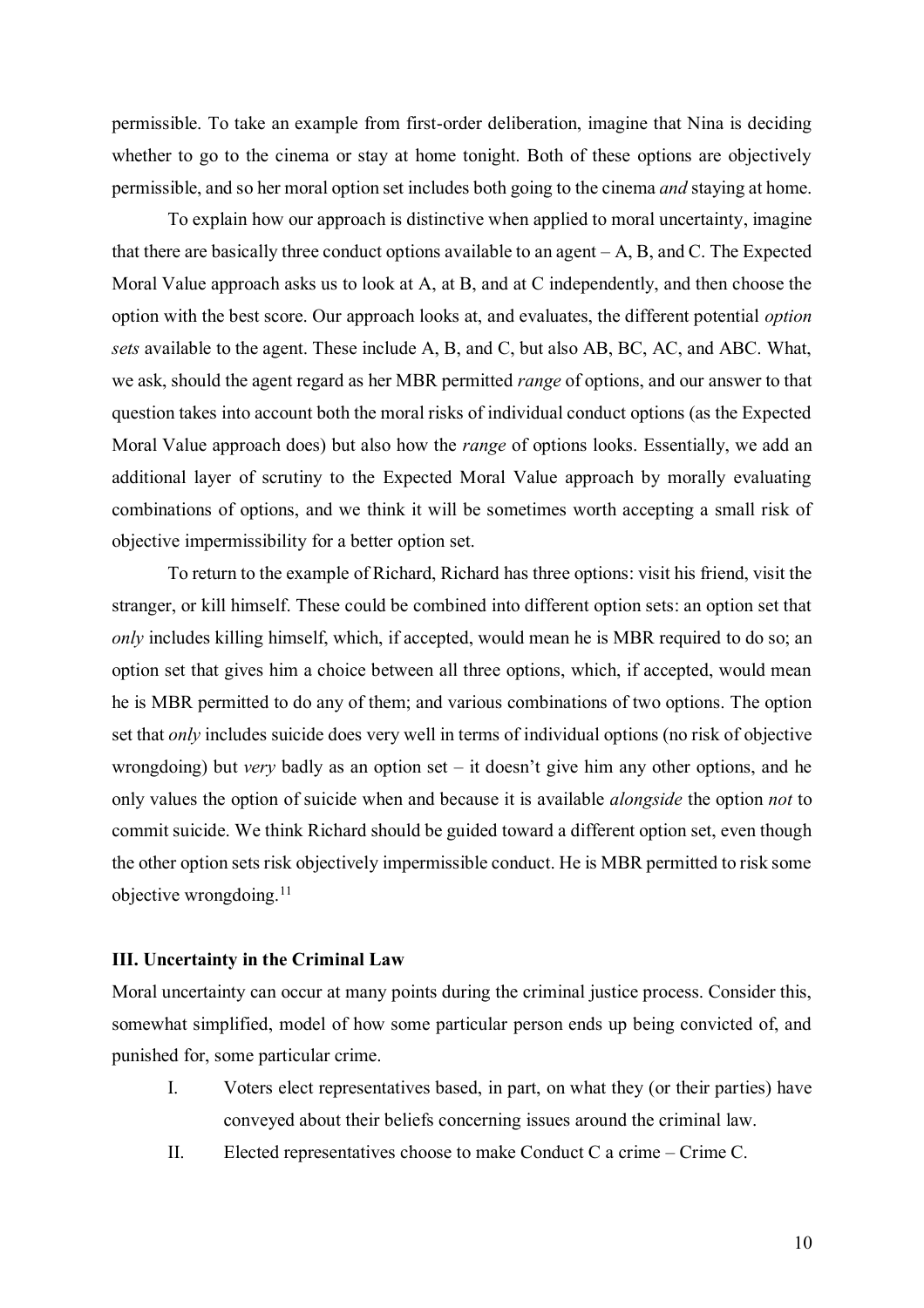permissible. To take an example from first-order deliberation, imagine that Nina is deciding whether to go to the cinema or stay at home tonight. Both of these options are objectively permissible, and so her moral option set includes both going to the cinema *and* staying at home.

To explain how our approach is distinctive when applied to moral uncertainty, imagine that there are basically three conduct options available to an agent – A, B, and C. The Expected Moral Value approach asks us to look at A, at B, and at C independently, and then choose the option with the best score. Our approach looks at, and evaluates, the different potential *option sets* available to the agent. These include A, B, and C, but also AB, BC, AC, and ABC. What, we ask, should the agent regard as her MBR permitted *range* of options, and our answer to that question takes into account both the moral risks of individual conduct options (as the Expected Moral Value approach does) but also how the *range* of options looks. Essentially, we add an additional layer of scrutiny to the Expected Moral Value approach by morally evaluating combinations of options, and we think it will be sometimes worth accepting a small risk of objective impermissibility for a better option set.

To return to the example of Richard, Richard has three options: visit his friend, visit the stranger, or kill himself. These could be combined into different option sets: an option set that *only* includes killing himself, which, if accepted, would mean he is MBR required to do so; an option set that gives him a choice between all three options, which, if accepted, would mean he is MBR permitted to do any of them; and various combinations of two options. The option set that *only* includes suicide does very well in terms of individual options (no risk of objective wrongdoing) but *very* badly as an option set – it doesn't give him any other options, and he only values the option of suicide when and because it is available *alongside* the option *not* to commit suicide. We think Richard should be guided toward a different option set, even though the other option sets risk objectively impermissible conduct. He is MBR permitted to risk some objective wrongdoing.[11]

## III. Uncertainty in the Criminal Law

Moral uncertainty can occur at many points during the criminal justice process. Consider this, somewhat simplified, model of how some particular person ends up being convicted of, and punished for, some particular crime.

I. Voters elect representatives based, in part, on what they (or their parties) have conveyed about their beliefs concerning issues around the criminal law.

II. Elected representatives choose to make Conduct C a crime – Crime C.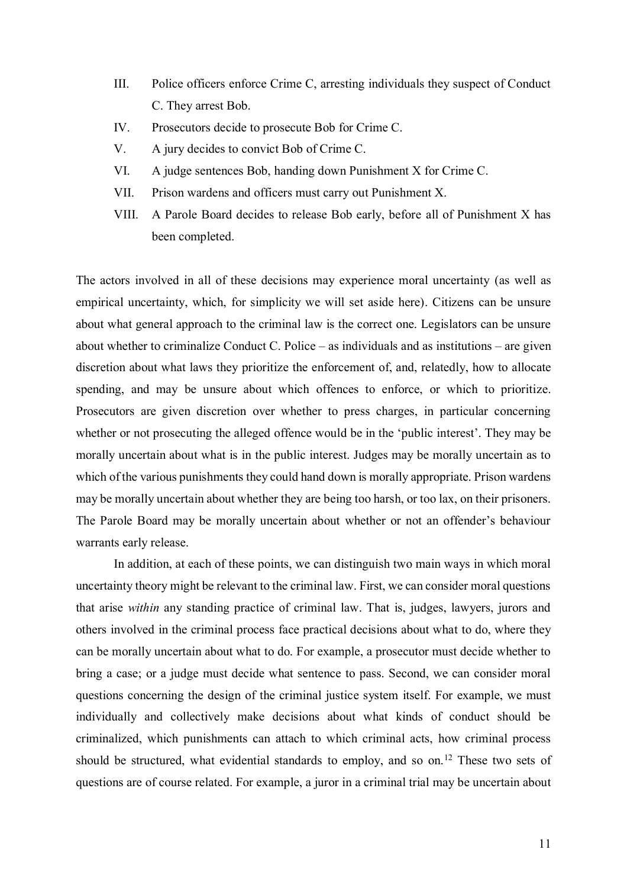III. Police officers enforce Crime C, arresting individuals they suspect of Conduct C. They arrest Bob.
IV. Prosecutors decide to prosecute Bob for Crime C.
V. A jury decides to convict Bob of Crime C.
VI. A judge sentences Bob, handing down Punishment X for Crime C.
VII. Prison wardens and officers must carry out Punishment X.
VIII. A Parole Board decides to release Bob early, before all of Punishment X has been completed.

The actors involved in all of these decisions may experience moral uncertainty (as well as empirical uncertainty, which, for simplicity we will set aside here). Citizens can be unsure about what general approach to the criminal law is the correct one. Legislators can be unsure about whether to criminalize Conduct C. Police – as individuals and as institutions – are given discretion about what laws they prioritize the enforcement of, and, relatedly, how to allocate spending, and may be unsure about which offences to enforce, or which to prioritize. Prosecutors are given discretion over whether to press charges, in particular concerning whether or not prosecuting the alleged offence would be in the 'public interest'. They may be morally uncertain about what is in the public interest. Judges may be morally uncertain as to which of the various punishments they could hand down is morally appropriate. Prison wardens may be morally uncertain about whether they are being too harsh, or too lax, on their prisoners. The Parole Board may be morally uncertain about whether or not an offender's behaviour warrants early release.

In addition, at each of these points, we can distinguish two main ways in which moral uncertainty theory might be relevant to the criminal law. First, we can consider moral questions that arise *within* any standing practice of criminal law. That is, judges, lawyers, jurors and others involved in the criminal process face practical decisions about what to do, where they can be morally uncertain about what to do. For example, a prosecutor must decide whether to bring a case; or a judge must decide what sentence to pass. Second, we can consider moral questions concerning the design of the criminal justice system itself. For example, we must individually and collectively make decisions about what kinds of conduct should be criminalized, which punishments can attach to which criminal acts, how criminal process should be structured, what evidential standards to employ, and so on.[12] These two sets of questions are of course related. For example, a juror in a criminal trial may be uncertain about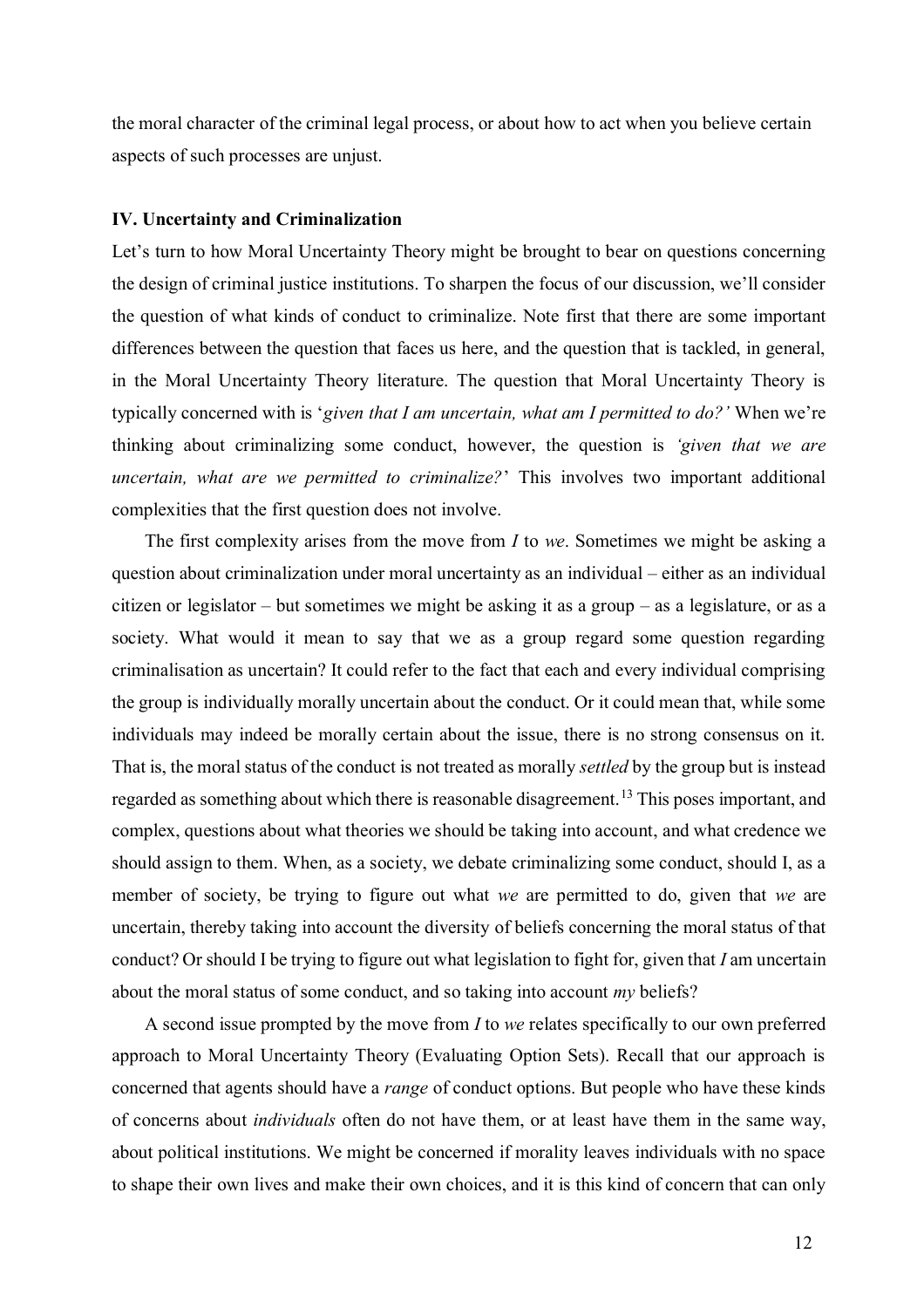the moral character of the criminal legal process, or about how to act when you believe certain aspects of such processes are unjust.

### IV. Uncertainty and Criminalization

Let's turn to how Moral Uncertainty Theory might be brought to bear on questions concerning the design of criminal justice institutions. To sharpen the focus of our discussion, we'll consider the question of what kinds of conduct to criminalize. Note first that there are some important differences between the question that faces us here, and the question that is tackled, in general, in the Moral Uncertainty Theory literature. The question that Moral Uncertainty Theory is typically concerned with is '*given that I am uncertain, what am I permitted to do?'* When we're thinking about criminalizing some conduct, however, the question is *'given that we are uncertain, what are we permitted to criminalize?*' This involves two important additional complexities that the first question does not involve.

The first complexity arises from the move from *I* to *we*. Sometimes we might be asking a question about criminalization under moral uncertainty as an individual – either as an individual citizen or legislator – but sometimes we might be asking it as a group – as a legislature, or as a society. What would it mean to say that we as a group regard some question regarding criminalisation as uncertain? It could refer to the fact that each and every individual comprising the group is individually morally uncertain about the conduct. Or it could mean that, while some individuals may indeed be morally certain about the issue, there is no strong consensus on it. That is, the moral status of the conduct is not treated as morally *settled* by the group but is instead regarded as something about which there is reasonable disagreement.[13] This poses important, and complex, questions about what theories we should be taking into account, and what credence we should assign to them. When, as a society, we debate criminalizing some conduct, should I, as a member of society, be trying to figure out what *we* are permitted to do, given that *we* are uncertain, thereby taking into account the diversity of beliefs concerning the moral status of that conduct? Or should I be trying to figure out what legislation to fight for, given that *I* am uncertain about the moral status of some conduct, and so taking into account *my* beliefs?

A second issue prompted by the move from *I* to *we* relates specifically to our own preferred approach to Moral Uncertainty Theory (Evaluating Option Sets). Recall that our approach is concerned that agents should have a *range* of conduct options. But people who have these kinds of concerns about *individuals* often do not have them, or at least have them in the same way, about political institutions. We might be concerned if morality leaves individuals with no space to shape their own lives and make their own choices, and it is this kind of concern that can only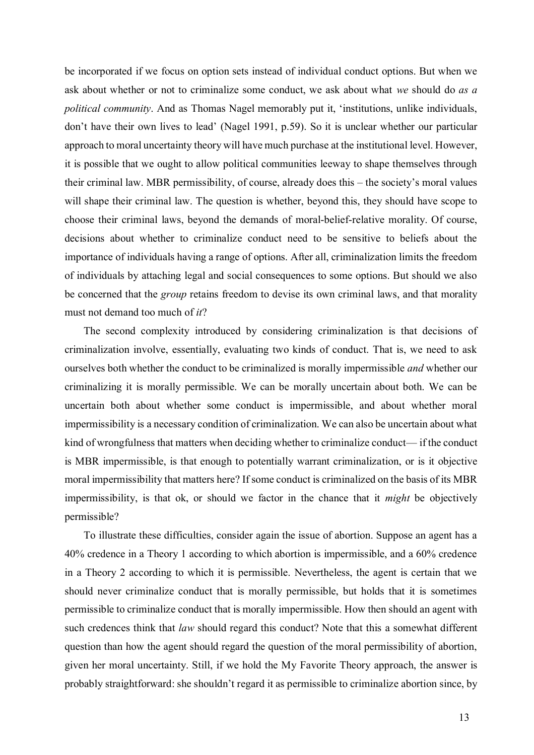be incorporated if we focus on option sets instead of individual conduct options. But when we ask about whether or not to criminalize some conduct, we ask about what *we* should do *as a political community*. And as Thomas Nagel memorably put it, 'institutions, unlike individuals, don't have their own lives to lead' (Nagel 1991, p.59). So it is unclear whether our particular approach to moral uncertainty theory will have much purchase at the institutional level. However, it is possible that we ought to allow political communities leeway to shape themselves through their criminal law. MBR permissibility, of course, already does this – the society's moral values will shape their criminal law. The question is whether, beyond this, they should have scope to choose their criminal laws, beyond the demands of moral-belief-relative morality. Of course, decisions about whether to criminalize conduct need to be sensitive to beliefs about the importance of individuals having a range of options. After all, criminalization limits the freedom of individuals by attaching legal and social consequences to some options. But should we also be concerned that the *group* retains freedom to devise its own criminal laws, and that morality must not demand too much of *it*?

The second complexity introduced by considering criminalization is that decisions of criminalization involve, essentially, evaluating two kinds of conduct. That is, we need to ask ourselves both whether the conduct to be criminalized is morally impermissible *and* whether our criminalizing it is morally permissible. We can be morally uncertain about both. We can be uncertain both about whether some conduct is impermissible, and about whether moral impermissibility is a necessary condition of criminalization. We can also be uncertain about what kind of wrongfulness that matters when deciding whether to criminalize conduct— if the conduct is MBR impermissible, is that enough to potentially warrant criminalization, or is it objective moral impermissibility that matters here? If some conduct is criminalized on the basis of its MBR impermissibility, is that ok, or should we factor in the chance that it *might* be objectively permissible?

To illustrate these difficulties, consider again the issue of abortion. Suppose an agent has a 40% credence in a Theory 1 according to which abortion is impermissible, and a 60% credence in a Theory 2 according to which it is permissible. Nevertheless, the agent is certain that we should never criminalize conduct that is morally permissible, but holds that it is sometimes permissible to criminalize conduct that is morally impermissible. How then should an agent with such credences think that *law* should regard this conduct? Note that this a somewhat different question than how the agent should regard the question of the moral permissibility of abortion, given her moral uncertainty. Still, if we hold the My Favorite Theory approach, the answer is probably straightforward: she shouldn't regard it as permissible to criminalize abortion since, by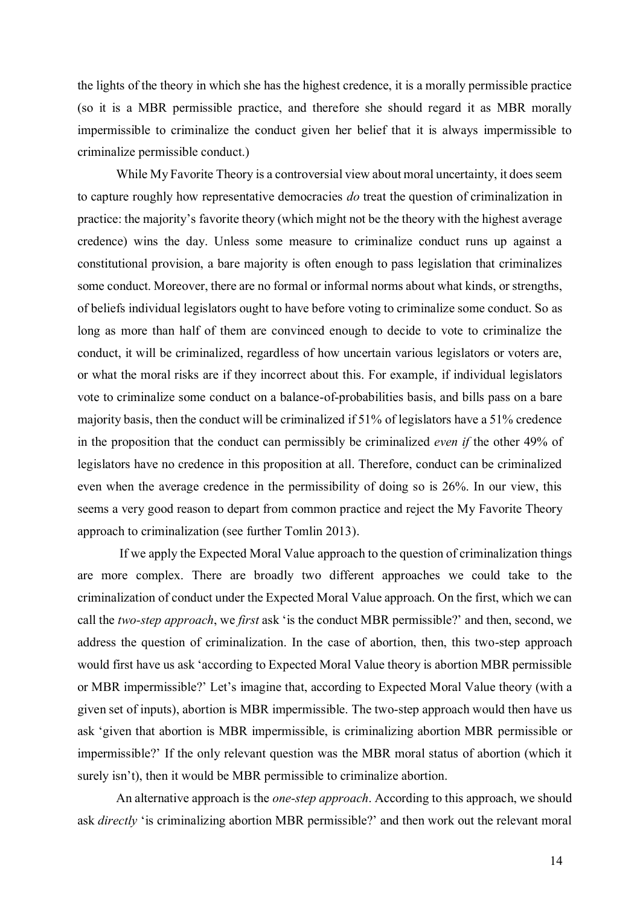the lights of the theory in which she has the highest credence, it is a morally permissible practice (so it is a MBR permissible practice, and therefore she should regard it as MBR morally impermissible to criminalize the conduct given her belief that it is always impermissible to criminalize permissible conduct.)

While My Favorite Theory is a controversial view about moral uncertainty, it does seem to capture roughly how representative democracies *do* treat the question of criminalization in practice: the majority's favorite theory (which might not be the theory with the highest average credence) wins the day. Unless some measure to criminalize conduct runs up against a constitutional provision, a bare majority is often enough to pass legislation that criminalizes some conduct. Moreover, there are no formal or informal norms about what kinds, or strengths, of beliefs individual legislators ought to have before voting to criminalize some conduct. So as long as more than half of them are convinced enough to decide to vote to criminalize the conduct, it will be criminalized, regardless of how uncertain various legislators or voters are, or what the moral risks are if they incorrect about this. For example, if individual legislators vote to criminalize some conduct on a balance-of-probabilities basis, and bills pass on a bare majority basis, then the conduct will be criminalized if 51% of legislators have a 51% credence in the proposition that the conduct can permissibly be criminalized *even if* the other 49% of legislators have no credence in this proposition at all. Therefore, conduct can be criminalized even when the average credence in the permissibility of doing so is 26%. In our view, this seems a very good reason to depart from common practice and reject the My Favorite Theory approach to criminalization (see further Tomlin 2013).

If we apply the Expected Moral Value approach to the question of criminalization things are more complex. There are broadly two different approaches we could take to the criminalization of conduct under the Expected Moral Value approach. On the first, which we can call the *two-step approach*, we *first* ask 'is the conduct MBR permissible?' and then, second, we address the question of criminalization. In the case of abortion, then, this two-step approach would first have us ask 'according to Expected Moral Value theory is abortion MBR permissible or MBR impermissible?' Let's imagine that, according to Expected Moral Value theory (with a given set of inputs), abortion is MBR impermissible. The two-step approach would then have us ask 'given that abortion is MBR impermissible, is criminalizing abortion MBR permissible or impermissible?' If the only relevant question was the MBR moral status of abortion (which it surely isn't), then it would be MBR permissible to criminalize abortion.

An alternative approach is the *one-step approach*. According to this approach, we should ask *directly* 'is criminalizing abortion MBR permissible?' and then work out the relevant moral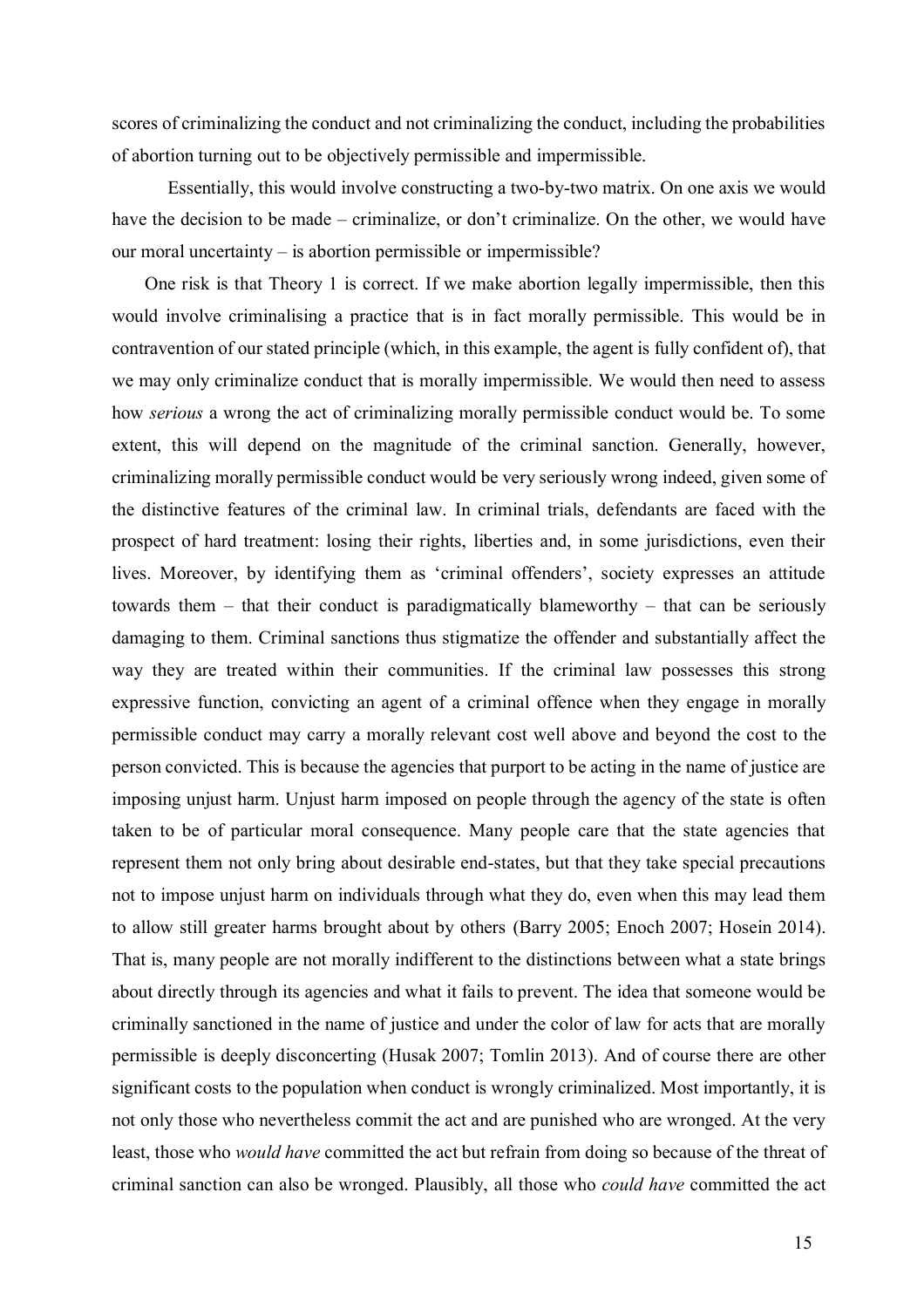scores of criminalizing the conduct and not criminalizing the conduct, including the probabilities of abortion turning out to be objectively permissible and impermissible.

Essentially, this would involve constructing a two-by-two matrix. On one axis we would have the decision to be made – criminalize, or don't criminalize. On the other, we would have our moral uncertainty – is abortion permissible or impermissible?

One risk is that Theory 1 is correct. If we make abortion legally impermissible, then this would involve criminalising a practice that is in fact morally permissible. This would be in contravention of our stated principle (which, in this example, the agent is fully confident of), that we may only criminalize conduct that is morally impermissible. We would then need to assess how *serious* a wrong the act of criminalizing morally permissible conduct would be. To some extent, this will depend on the magnitude of the criminal sanction. Generally, however, criminalizing morally permissible conduct would be very seriously wrong indeed, given some of the distinctive features of the criminal law. In criminal trials, defendants are faced with the prospect of hard treatment: losing their rights, liberties and, in some jurisdictions, even their lives. Moreover, by identifying them as 'criminal offenders', society expresses an attitude towards them – that their conduct is paradigmatically blameworthy – that can be seriously damaging to them. Criminal sanctions thus stigmatize the offender and substantially affect the way they are treated within their communities. If the criminal law possesses this strong expressive function, convicting an agent of a criminal offence when they engage in morally permissible conduct may carry a morally relevant cost well above and beyond the cost to the person convicted. This is because the agencies that purport to be acting in the name of justice are imposing unjust harm. Unjust harm imposed on people through the agency of the state is often taken to be of particular moral consequence. Many people care that the state agencies that represent them not only bring about desirable end-states, but that they take special precautions not to impose unjust harm on individuals through what they do, even when this may lead them to allow still greater harms brought about by others (Barry 2005; Enoch 2007; Hosein 2014). That is, many people are not morally indifferent to the distinctions between what a state brings about directly through its agencies and what it fails to prevent. The idea that someone would be criminally sanctioned in the name of justice and under the color of law for acts that are morally permissible is deeply disconcerting (Husak 2007; Tomlin 2013). And of course there are other significant costs to the population when conduct is wrongly criminalized. Most importantly, it is not only those who nevertheless commit the act and are punished who are wronged. At the very least, those who *would have* committed the act but refrain from doing so because of the threat of criminal sanction can also be wronged. Plausibly, all those who *could have* committed the act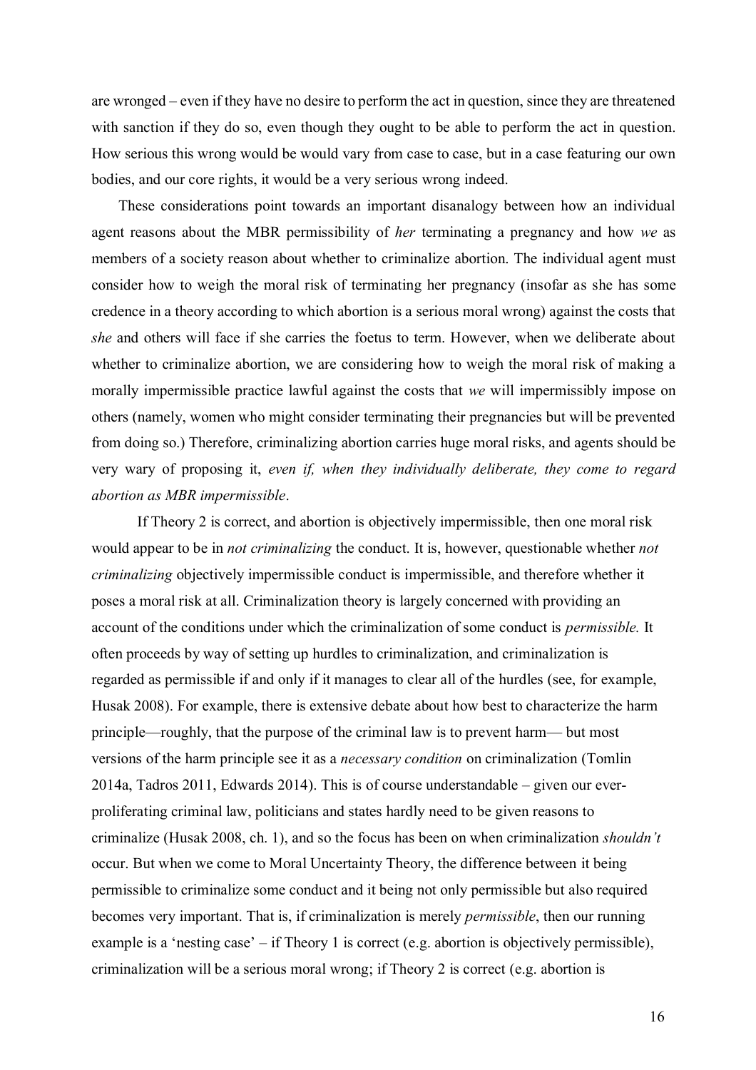are wronged – even if they have no desire to perform the act in question, since they are threatened with sanction if they do so, even though they ought to be able to perform the act in question. How serious this wrong would be would vary from case to case, but in a case featuring our own bodies, and our core rights, it would be a very serious wrong indeed.

These considerations point towards an important disanalogy between how an individual agent reasons about the MBR permissibility of *her* terminating a pregnancy and how *we* as members of a society reason about whether to criminalize abortion. The individual agent must consider how to weigh the moral risk of terminating her pregnancy (insofar as she has some credence in a theory according to which abortion is a serious moral wrong) against the costs that *she* and others will face if she carries the foetus to term. However, when we deliberate about whether to criminalize abortion, we are considering how to weigh the moral risk of making a morally impermissible practice lawful against the costs that *we* will impermissibly impose on others (namely, women who might consider terminating their pregnancies but will be prevented from doing so.) Therefore, criminalizing abortion carries huge moral risks, and agents should be very wary of proposing it, *even if, when they individually deliberate, they come to regard abortion as MBR impermissible*.

If Theory 2 is correct, and abortion is objectively impermissible, then one moral risk would appear to be in *not criminalizing* the conduct. It is, however, questionable whether *not criminalizing* objectively impermissible conduct is impermissible, and therefore whether it poses a moral risk at all. Criminalization theory is largely concerned with providing an account of the conditions under which the criminalization of some conduct is *permissible.* It often proceeds by way of setting up hurdles to criminalization, and criminalization is regarded as permissible if and only if it manages to clear all of the hurdles (see, for example, Husak 2008). For example, there is extensive debate about how best to characterize the harm principle—roughly, that the purpose of the criminal law is to prevent harm— but most versions of the harm principle see it as a *necessary condition* on criminalization (Tomlin 2014a, Tadros 2011, Edwards 2014). This is of course understandable – given our ever-proliferating criminal law, politicians and states hardly need to be given reasons to criminalize (Husak 2008, ch. 1), and so the focus has been on when criminalization *shouldn't* occur. But when we come to Moral Uncertainty Theory, the difference between it being permissible to criminalize some conduct and it being not only permissible but also required becomes very important. That is, if criminalization is merely *permissible*, then our running example is a 'nesting case' – if Theory 1 is correct (e.g. abortion is objectively permissible), criminalization will be a serious moral wrong; if Theory 2 is correct (e.g. abortion is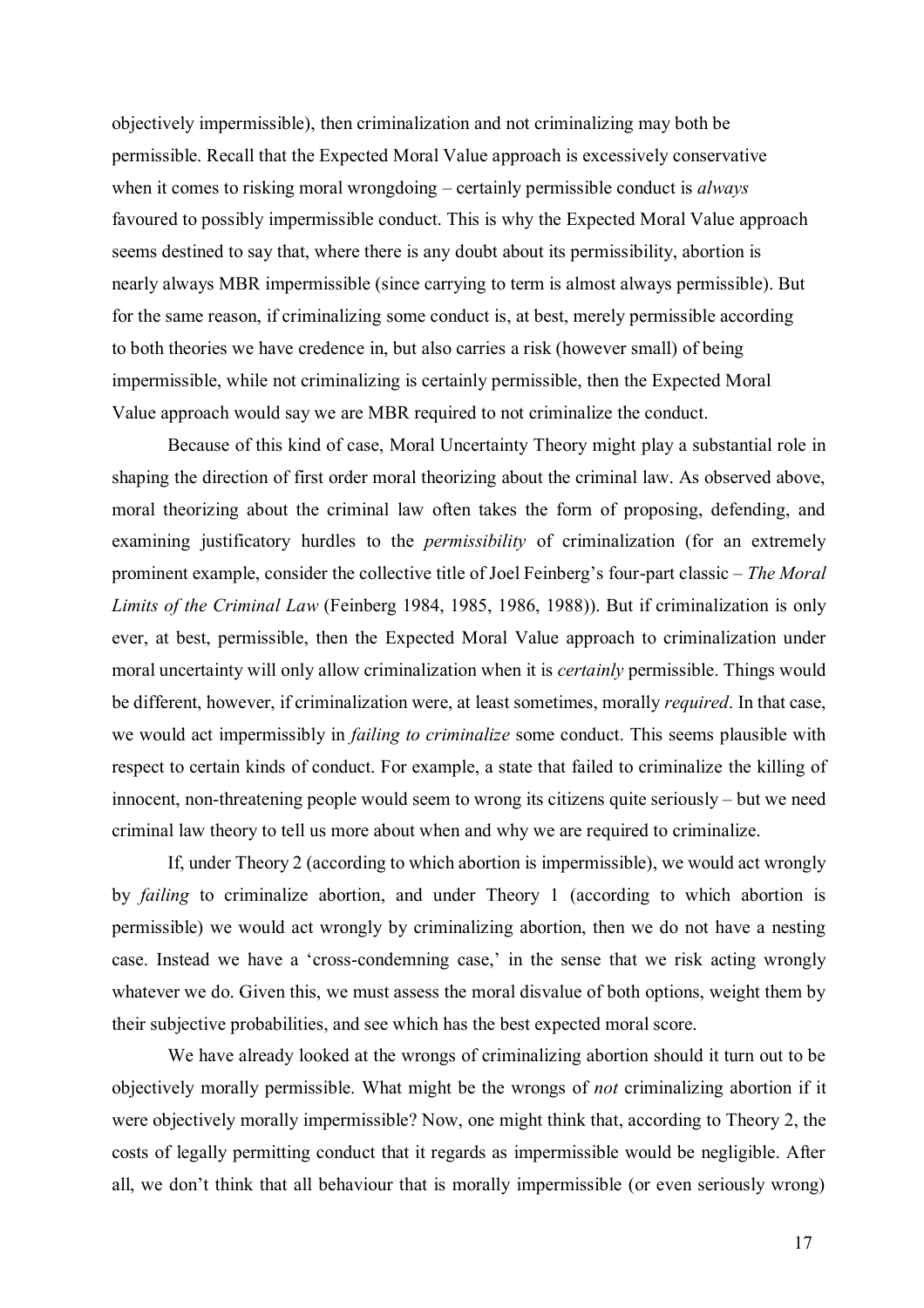objectively impermissible), then criminalization and not criminalizing may both be permissible. Recall that the Expected Moral Value approach is excessively conservative when it comes to risking moral wrongdoing – certainly permissible conduct is *always* favoured to possibly impermissible conduct. This is why the Expected Moral Value approach seems destined to say that, where there is any doubt about its permissibility, abortion is nearly always MBR impermissible (since carrying to term is almost always permissible). But for the same reason, if criminalizing some conduct is, at best, merely permissible according to both theories we have credence in, but also carries a risk (however small) of being impermissible, while not criminalizing is certainly permissible, then the Expected Moral Value approach would say we are MBR required to not criminalize the conduct.

Because of this kind of case, Moral Uncertainty Theory might play a substantial role in shaping the direction of first order moral theorizing about the criminal law. As observed above, moral theorizing about the criminal law often takes the form of proposing, defending, and examining justificatory hurdles to the *permissibility* of criminalization (for an extremely prominent example, consider the collective title of Joel Feinberg's four-part classic – *The Moral Limits of the Criminal Law* (Feinberg 1984, 1985, 1986, 1988)). But if criminalization is only ever, at best, permissible, then the Expected Moral Value approach to criminalization under moral uncertainty will only allow criminalization when it is *certainly* permissible. Things would be different, however, if criminalization were, at least sometimes, morally *required*. In that case, we would act impermissibly in *failing to criminalize* some conduct. This seems plausible with respect to certain kinds of conduct. For example, a state that failed to criminalize the killing of innocent, non-threatening people would seem to wrong its citizens quite seriously – but we need criminal law theory to tell us more about when and why we are required to criminalize.

If, under Theory 2 (according to which abortion is impermissible), we would act wrongly by *failing* to criminalize abortion, and under Theory 1 (according to which abortion is permissible) we would act wrongly by criminalizing abortion, then we do not have a nesting case. Instead we have a 'cross-condemning case,' in the sense that we risk acting wrongly whatever we do. Given this, we must assess the moral disvalue of both options, weight them by their subjective probabilities, and see which has the best expected moral score.

We have already looked at the wrongs of criminalizing abortion should it turn out to be objectively morally permissible. What might be the wrongs of *not* criminalizing abortion if it were objectively morally impermissible? Now, one might think that, according to Theory 2, the costs of legally permitting conduct that it regards as impermissible would be negligible. After all, we don't think that all behaviour that is morally impermissible (or even seriously wrong)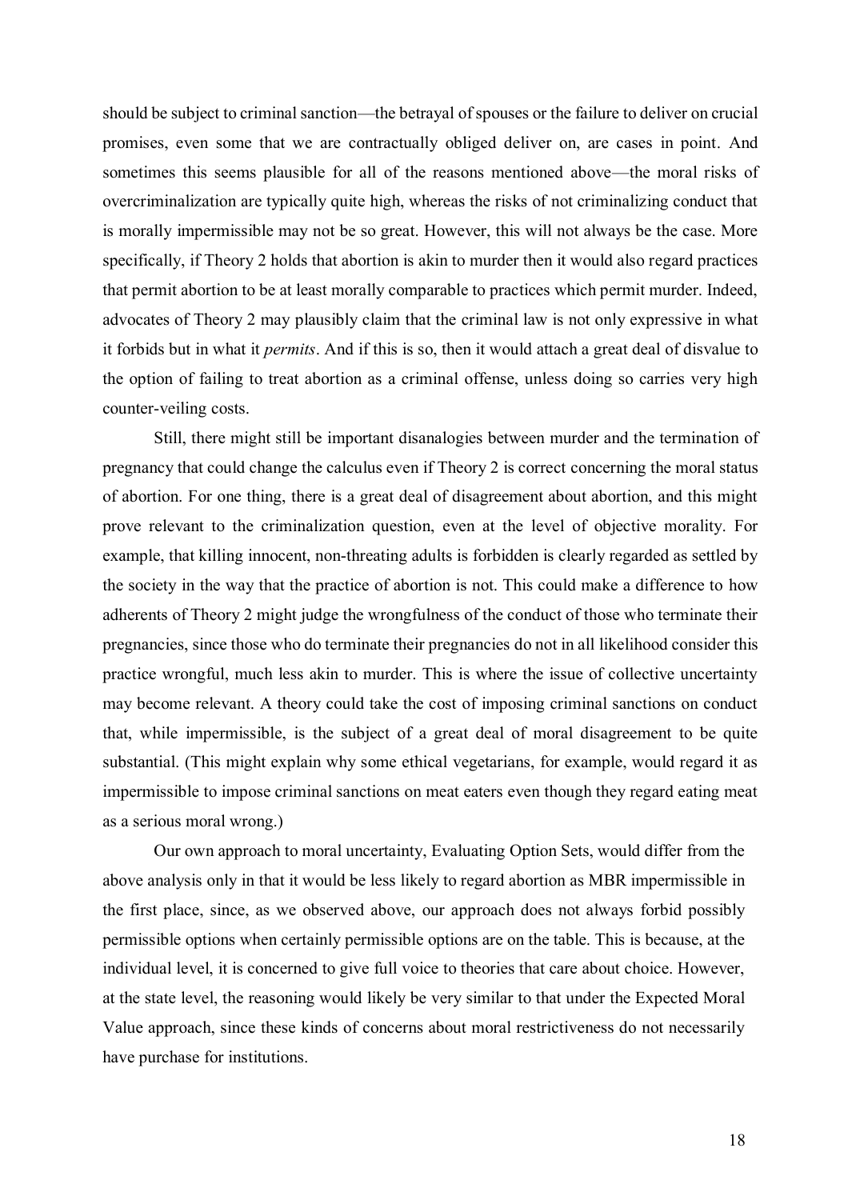should be subject to criminal sanction—the betrayal of spouses or the failure to deliver on crucial promises, even some that we are contractually obliged deliver on, are cases in point. And sometimes this seems plausible for all of the reasons mentioned above—the moral risks of overcriminalization are typically quite high, whereas the risks of not criminalizing conduct that is morally impermissible may not be so great. However, this will not always be the case. More specifically, if Theory 2 holds that abortion is akin to murder then it would also regard practices that permit abortion to be at least morally comparable to practices which permit murder. Indeed, advocates of Theory 2 may plausibly claim that the criminal law is not only expressive in what it forbids but in what it *permits*. And if this is so, then it would attach a great deal of disvalue to the option of failing to treat abortion as a criminal offense, unless doing so carries very high counter-veiling costs.

Still, there might still be important disanalogies between murder and the termination of pregnancy that could change the calculus even if Theory 2 is correct concerning the moral status of abortion. For one thing, there is a great deal of disagreement about abortion, and this might prove relevant to the criminalization question, even at the level of objective morality. For example, that killing innocent, non-threating adults is forbidden is clearly regarded as settled by the society in the way that the practice of abortion is not. This could make a difference to how adherents of Theory 2 might judge the wrongfulness of the conduct of those who terminate their pregnancies, since those who do terminate their pregnancies do not in all likelihood consider this practice wrongful, much less akin to murder. This is where the issue of collective uncertainty may become relevant. A theory could take the cost of imposing criminal sanctions on conduct that, while impermissible, is the subject of a great deal of moral disagreement to be quite substantial. (This might explain why some ethical vegetarians, for example, would regard it as impermissible to impose criminal sanctions on meat eaters even though they regard eating meat as a serious moral wrong.)

Our own approach to moral uncertainty, Evaluating Option Sets, would differ from the above analysis only in that it would be less likely to regard abortion as MBR impermissible in the first place, since, as we observed above, our approach does not always forbid possibly permissible options when certainly permissible options are on the table. This is because, at the individual level, it is concerned to give full voice to theories that care about choice. However, at the state level, the reasoning would likely be very similar to that under the Expected Moral Value approach, since these kinds of concerns about moral restrictiveness do not necessarily have purchase for institutions.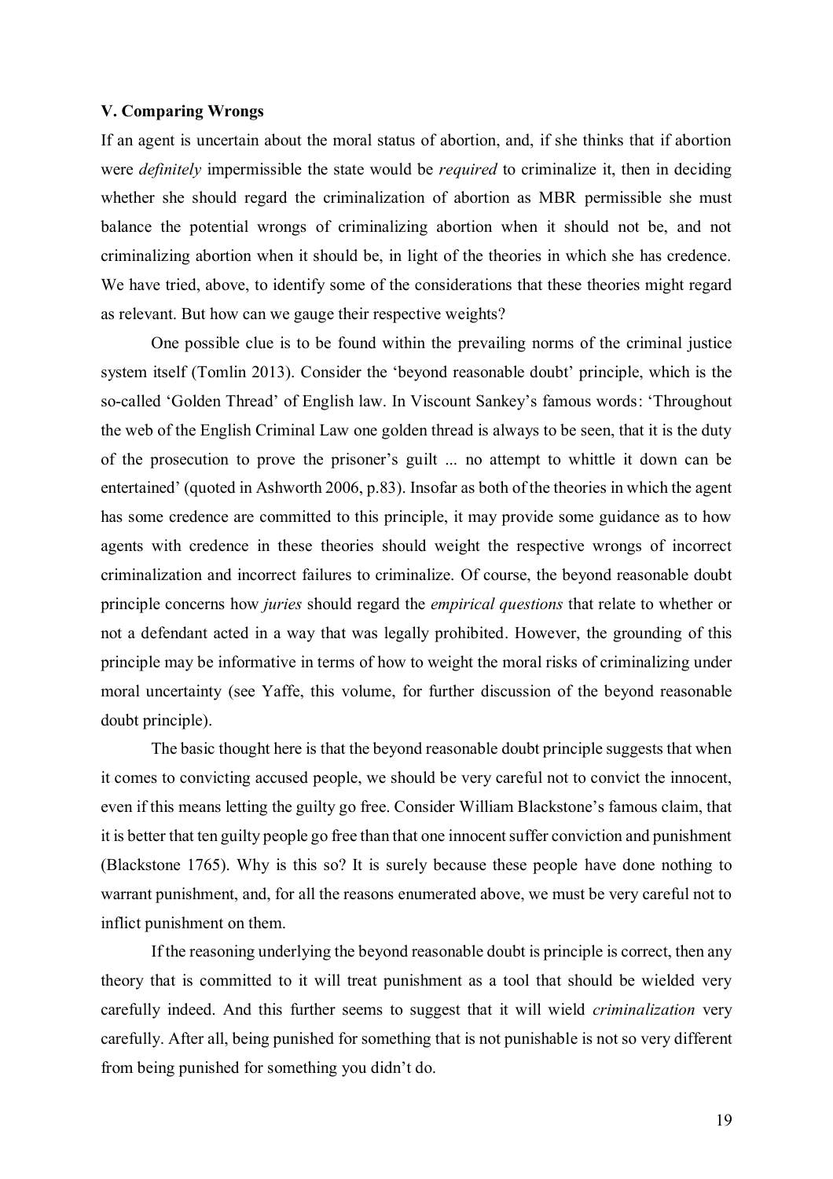### V. Comparing Wrongs

If an agent is uncertain about the moral status of abortion, and, if she thinks that if abortion were *definitely* impermissible the state would be *required* to criminalize it, then in deciding whether she should regard the criminalization of abortion as MBR permissible she must balance the potential wrongs of criminalizing abortion when it should not be, and not criminalizing abortion when it should be, in light of the theories in which she has credence. We have tried, above, to identify some of the considerations that these theories might regard as relevant. But how can we gauge their respective weights?

One possible clue is to be found within the prevailing norms of the criminal justice system itself (Tomlin 2013). Consider the 'beyond reasonable doubt' principle, which is the so-called 'Golden Thread' of English law. In Viscount Sankey's famous words: 'Throughout the web of the English Criminal Law one golden thread is always to be seen, that it is the duty of the prosecution to prove the prisoner's guilt ... no attempt to whittle it down can be entertained' (quoted in Ashworth 2006, p.83). Insofar as both of the theories in which the agent has some credence are committed to this principle, it may provide some guidance as to how agents with credence in these theories should weight the respective wrongs of incorrect criminalization and incorrect failures to criminalize. Of course, the beyond reasonable doubt principle concerns how *juries* should regard the *empirical questions* that relate to whether or not a defendant acted in a way that was legally prohibited. However, the grounding of this principle may be informative in terms of how to weight the moral risks of criminalizing under moral uncertainty (see Yaffe, this volume, for further discussion of the beyond reasonable doubt principle).

The basic thought here is that the beyond reasonable doubt principle suggests that when it comes to convicting accused people, we should be very careful not to convict the innocent, even if this means letting the guilty go free. Consider William Blackstone's famous claim, that it is better that ten guilty people go free than that one innocent suffer conviction and punishment (Blackstone 1765). Why is this so? It is surely because these people have done nothing to warrant punishment, and, for all the reasons enumerated above, we must be very careful not to inflict punishment on them.

If the reasoning underlying the beyond reasonable doubt is principle is correct, then any theory that is committed to it will treat punishment as a tool that should be wielded very carefully indeed. And this further seems to suggest that it will wield *criminalization* very carefully. After all, being punished for something that is not punishable is not so very different from being punished for something you didn't do.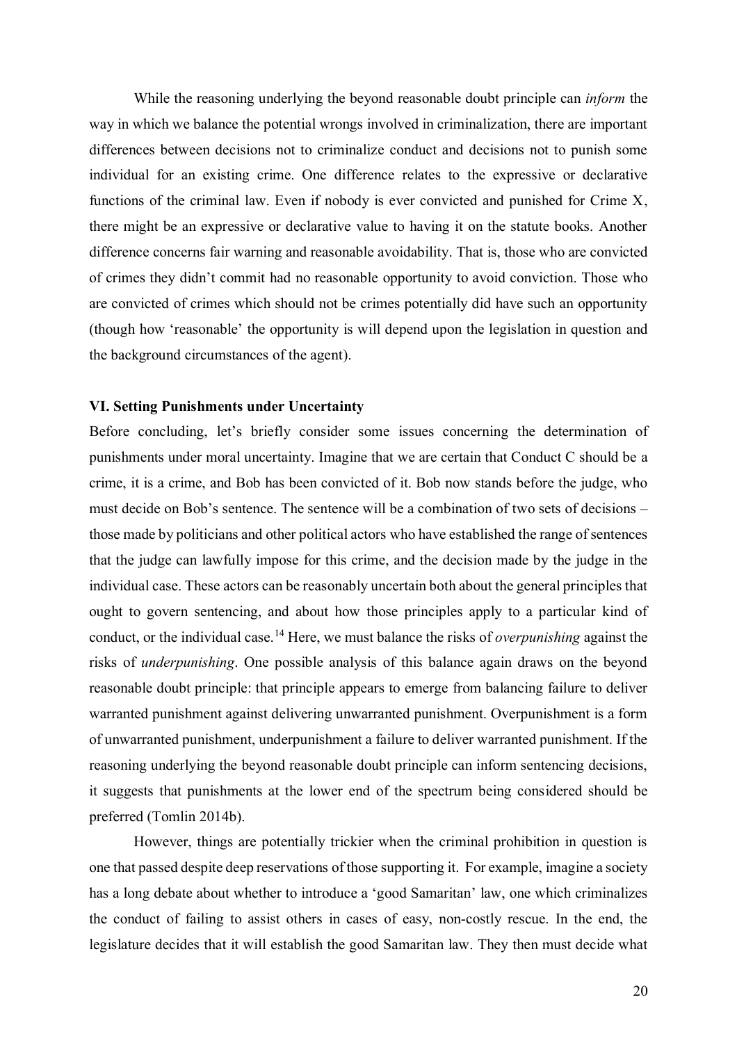While the reasoning underlying the beyond reasonable doubt principle can *inform* the way in which we balance the potential wrongs involved in criminalization, there are important differences between decisions not to criminalize conduct and decisions not to punish some individual for an existing crime. One difference relates to the expressive or declarative functions of the criminal law. Even if nobody is ever convicted and punished for Crime X, there might be an expressive or declarative value to having it on the statute books. Another difference concerns fair warning and reasonable avoidability. That is, those who are convicted of crimes they didn't commit had no reasonable opportunity to avoid conviction. Those who are convicted of crimes which should not be crimes potentially did have such an opportunity (though how 'reasonable' the opportunity is will depend upon the legislation in question and the background circumstances of the agent).

### VI. Setting Punishments under Uncertainty

Before concluding, let's briefly consider some issues concerning the determination of punishments under moral uncertainty. Imagine that we are certain that Conduct C should be a crime, it is a crime, and Bob has been convicted of it. Bob now stands before the judge, who must decide on Bob's sentence. The sentence will be a combination of two sets of decisions – those made by politicians and other political actors who have established the range of sentences that the judge can lawfully impose for this crime, and the decision made by the judge in the individual case. These actors can be reasonably uncertain both about the general principles that ought to govern sentencing, and about how those principles apply to a particular kind of conduct, or the individual case.[14] Here, we must balance the risks of *overpunishing* against the risks of *underpunishing*. One possible analysis of this balance again draws on the beyond reasonable doubt principle: that principle appears to emerge from balancing failure to deliver warranted punishment against delivering unwarranted punishment. Overpunishment is a form of unwarranted punishment, underpunishment a failure to deliver warranted punishment. If the reasoning underlying the beyond reasonable doubt principle can inform sentencing decisions, it suggests that punishments at the lower end of the spectrum being considered should be preferred (Tomlin 2014b).

However, things are potentially trickier when the criminal prohibition in question is one that passed despite deep reservations of those supporting it. For example, imagine a society has a long debate about whether to introduce a 'good Samaritan' law, one which criminalizes the conduct of failing to assist others in cases of easy, non-costly rescue. In the end, the legislature decides that it will establish the good Samaritan law. They then must decide what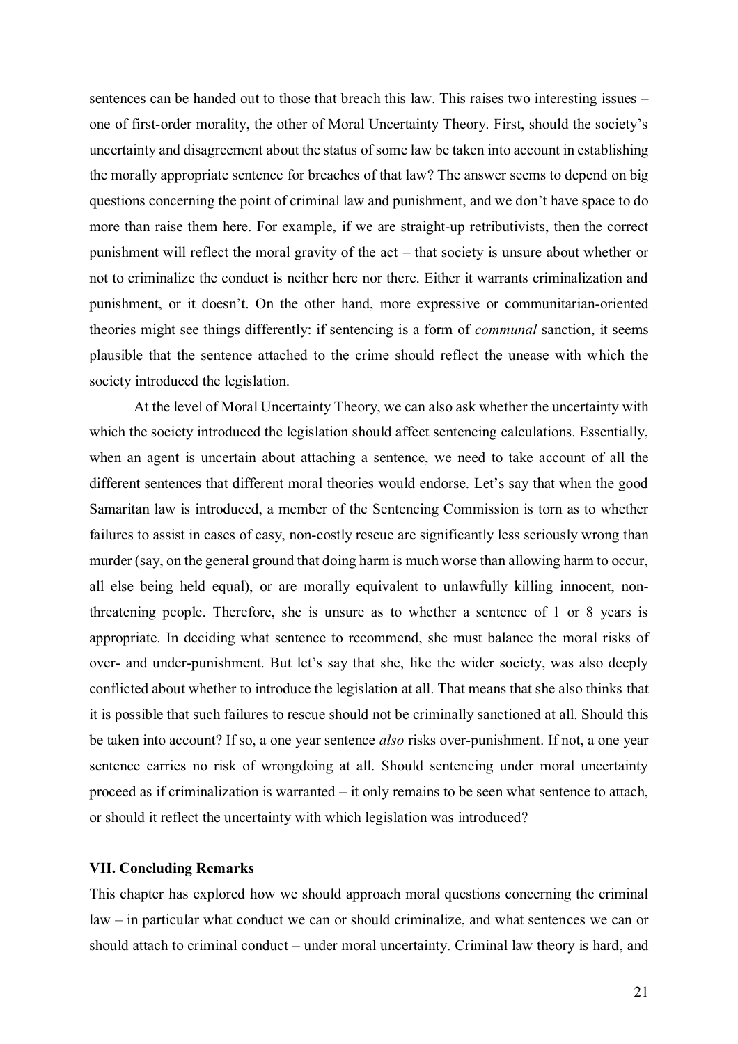sentences can be handed out to those that breach this law. This raises two interesting issues – one of first-order morality, the other of Moral Uncertainty Theory. First, should the society's uncertainty and disagreement about the status of some law be taken into account in establishing the morally appropriate sentence for breaches of that law? The answer seems to depend on big questions concerning the point of criminal law and punishment, and we don't have space to do more than raise them here. For example, if we are straight-up retributivists, then the correct punishment will reflect the moral gravity of the act – that society is unsure about whether or not to criminalize the conduct is neither here nor there. Either it warrants criminalization and punishment, or it doesn't. On the other hand, more expressive or communitarian-oriented theories might see things differently: if sentencing is a form of *communal* sanction, it seems plausible that the sentence attached to the crime should reflect the unease with which the society introduced the legislation.

At the level of Moral Uncertainty Theory, we can also ask whether the uncertainty with which the society introduced the legislation should affect sentencing calculations. Essentially, when an agent is uncertain about attaching a sentence, we need to take account of all the different sentences that different moral theories would endorse. Let's say that when the good Samaritan law is introduced, a member of the Sentencing Commission is torn as to whether failures to assist in cases of easy, non-costly rescue are significantly less seriously wrong than murder (say, on the general ground that doing harm is much worse than allowing harm to occur, all else being held equal), or are morally equivalent to unlawfully killing innocent, non-threatening people. Therefore, she is unsure as to whether a sentence of 1 or 8 years is appropriate. In deciding what sentence to recommend, she must balance the moral risks of over- and under-punishment. But let's say that she, like the wider society, was also deeply conflicted about whether to introduce the legislation at all. That means that she also thinks that it is possible that such failures to rescue should not be criminally sanctioned at all. Should this be taken into account? If so, a one year sentence *also* risks over-punishment. If not, a one year sentence carries no risk of wrongdoing at all. Should sentencing under moral uncertainty proceed as if criminalization is warranted – it only remains to be seen what sentence to attach, or should it reflect the uncertainty with which legislation was introduced?

### VII. Concluding Remarks

This chapter has explored how we should approach moral questions concerning the criminal law – in particular what conduct we can or should criminalize, and what sentences we can or should attach to criminal conduct – under moral uncertainty. Criminal law theory is hard, and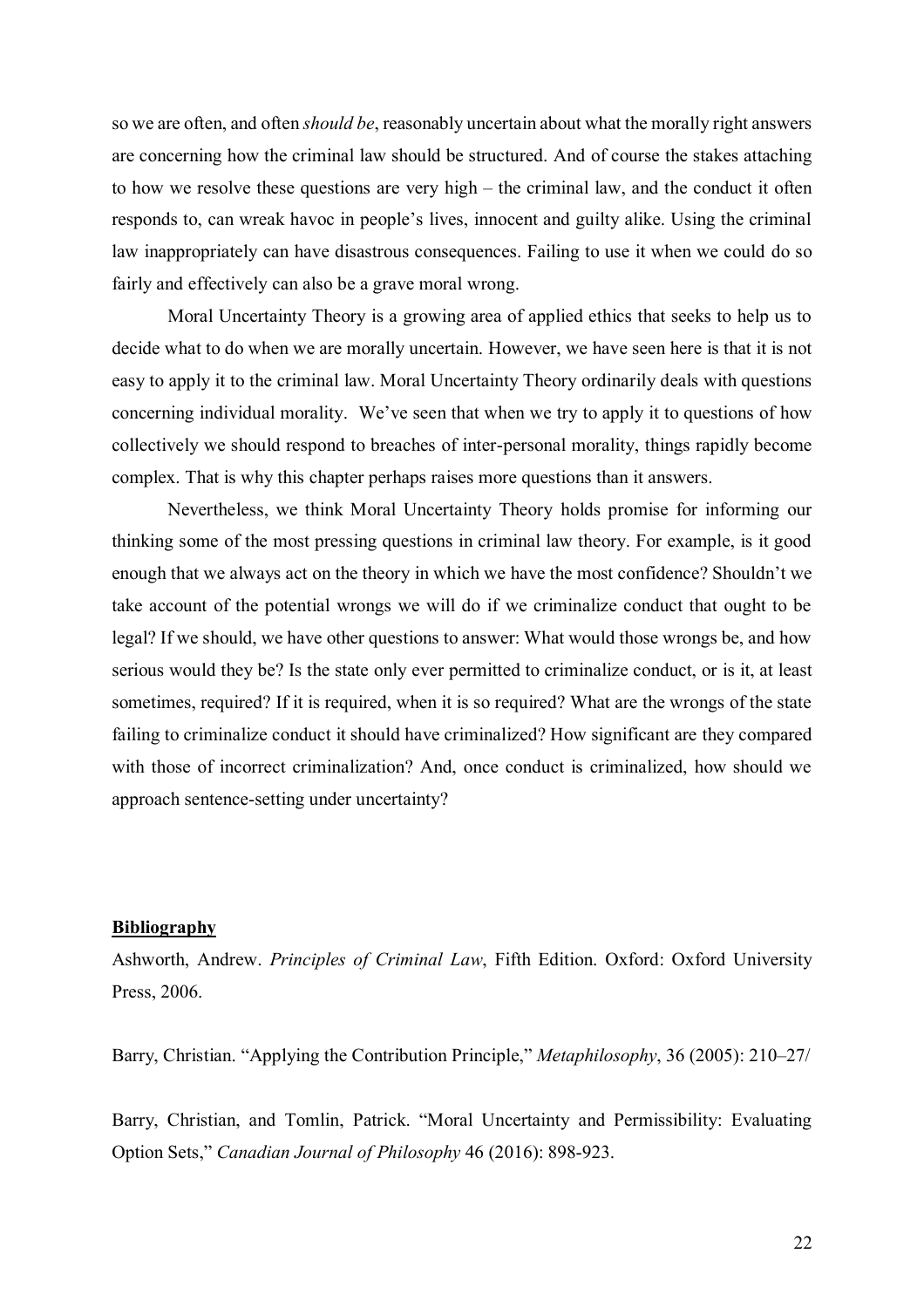so we are often, and often *should be*, reasonably uncertain about what the morally right answers are concerning how the criminal law should be structured. And of course the stakes attaching to how we resolve these questions are very high – the criminal law, and the conduct it often responds to, can wreak havoc in people's lives, innocent and guilty alike. Using the criminal law inappropriately can have disastrous consequences. Failing to use it when we could do so fairly and effectively can also be a grave moral wrong.

Moral Uncertainty Theory is a growing area of applied ethics that seeks to help us to decide what to do when we are morally uncertain. However, we have seen here is that it is not easy to apply it to the criminal law. Moral Uncertainty Theory ordinarily deals with questions concerning individual morality. We've seen that when we try to apply it to questions of how collectively we should respond to breaches of inter-personal morality, things rapidly become complex. That is why this chapter perhaps raises more questions than it answers.

Nevertheless, we think Moral Uncertainty Theory holds promise for informing our thinking some of the most pressing questions in criminal law theory. For example, is it good enough that we always act on the theory in which we have the most confidence? Shouldn't we take account of the potential wrongs we will do if we criminalize conduct that ought to be legal? If we should, we have other questions to answer: What would those wrongs be, and how serious would they be? Is the state only ever permitted to criminalize conduct, or is it, at least sometimes, required? If it is required, when it is so required? What are the wrongs of the state failing to criminalize conduct it should have criminalized? How significant are they compared with those of incorrect criminalization? And, once conduct is criminalized, how should we approach sentence-setting under uncertainty?

## Bibliography

Ashworth, Andrew. *Principles of Criminal Law*, Fifth Edition. Oxford: Oxford University Press, 2006.

Barry, Christian. "Applying the Contribution Principle," *Metaphilosophy*, 36 (2005): 210–27/

Barry, Christian, and Tomlin, Patrick. "Moral Uncertainty and Permissibility: Evaluating Option Sets," *Canadian Journal of Philosophy* 46 (2016): 898-923.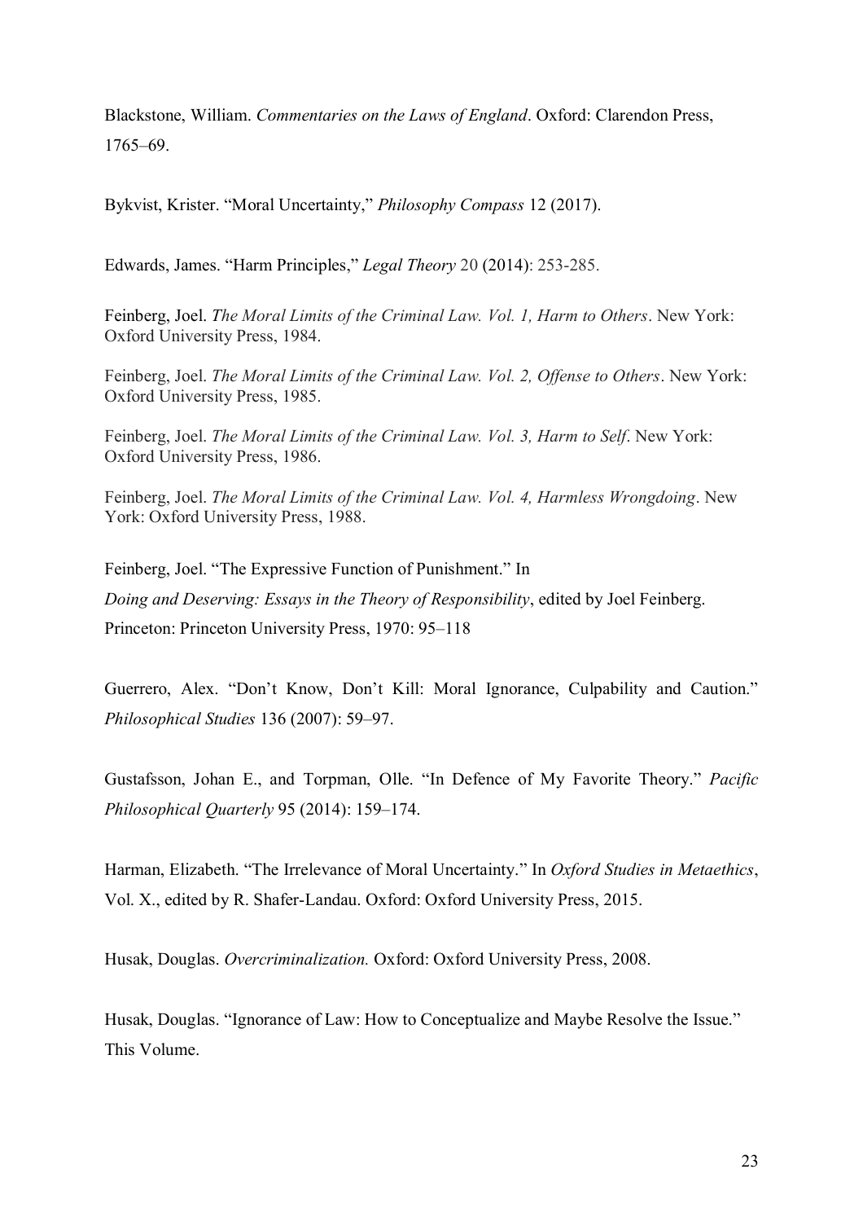Blackstone, William. *Commentaries on the Laws of England*. Oxford: Clarendon Press, 1765–69.

Bykvist, Krister. "Moral Uncertainty," *Philosophy Compass* 12 (2017).

Edwards, James. "Harm Principles," *Legal Theory* 20 (2014): 253-285.

Feinberg, Joel. *The Moral Limits of the Criminal Law. Vol. 1, Harm to Others*. New York: Oxford University Press, 1984.

Feinberg, Joel. *The Moral Limits of the Criminal Law. Vol. 2, Offense to Others*. New York: Oxford University Press, 1985.

Feinberg, Joel. *The Moral Limits of the Criminal Law. Vol. 3, Harm to Self*. New York: Oxford University Press, 1986.

Feinberg, Joel. *The Moral Limits of the Criminal Law. Vol. 4, Harmless Wrongdoing*. New York: Oxford University Press, 1988.

Feinberg, Joel. "The Expressive Function of Punishment." In *Doing and Deserving: Essays in the Theory of Responsibility*, edited by Joel Feinberg. Princeton: Princeton University Press, 1970: 95–118

Guerrero, Alex. "Don't Know, Don't Kill: Moral Ignorance, Culpability and Caution." *Philosophical Studies* 136 (2007): 59–97.

Gustafsson, Johan E., and Torpman, Olle. "In Defence of My Favorite Theory." *Pacific Philosophical Quarterly* 95 (2014): 159–174.

Harman, Elizabeth. "The Irrelevance of Moral Uncertainty." In *Oxford Studies in Metaethics*, Vol. X., edited by R. Shafer-Landau. Oxford: Oxford University Press, 2015.

Husak, Douglas. *Overcriminalization.* Oxford: Oxford University Press, 2008.

Husak, Douglas. "Ignorance of Law: How to Conceptualize and Maybe Resolve the Issue." This Volume.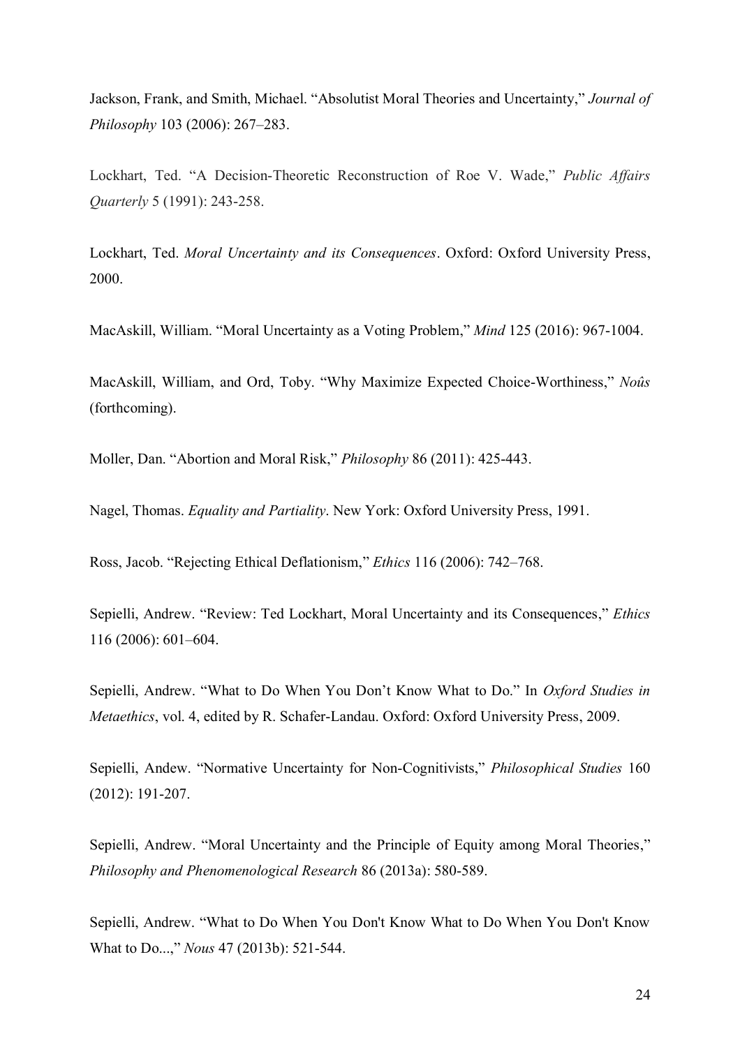Jackson, Frank, and Smith, Michael. "Absolutist Moral Theories and Uncertainty," *Journal of Philosophy* 103 (2006): 267–283.

Lockhart, Ted. "A Decision-Theoretic Reconstruction of Roe V. Wade," *Public Affairs Quarterly* 5 (1991): 243-258.

Lockhart, Ted. *Moral Uncertainty and its Consequences*. Oxford: Oxford University Press, 2000.

MacAskill, William. "Moral Uncertainty as a Voting Problem," *Mind* 125 (2016): 967-1004.

MacAskill, William, and Ord, Toby. "Why Maximize Expected Choice-Worthiness," *Noûs* (forthcoming).

Moller, Dan. "Abortion and Moral Risk," *Philosophy* 86 (2011): 425-443.

Nagel, Thomas. *Equality and Partiality*. New York: Oxford University Press, 1991.

Ross, Jacob. "Rejecting Ethical Deflationism," *Ethics* 116 (2006): 742–768.

Sepielli, Andrew. "Review: Ted Lockhart, Moral Uncertainty and its Consequences," *Ethics* 116 (2006): 601–604.

Sepielli, Andrew. "What to Do When You Don't Know What to Do." In *Oxford Studies in Metaethics*, vol. 4, edited by R. Schafer-Landau. Oxford: Oxford University Press, 2009.

Sepielli, Andew. "Normative Uncertainty for Non-Cognitivists," *Philosophical Studies* 160 (2012): 191-207.

Sepielli, Andrew. "Moral Uncertainty and the Principle of Equity among Moral Theories," *Philosophy and Phenomenological Research* 86 (2013a): 580-589.

Sepielli, Andrew. "What to Do When You Don't Know What to Do When You Don't Know What to Do...," *Nous* 47 (2013b): 521-544.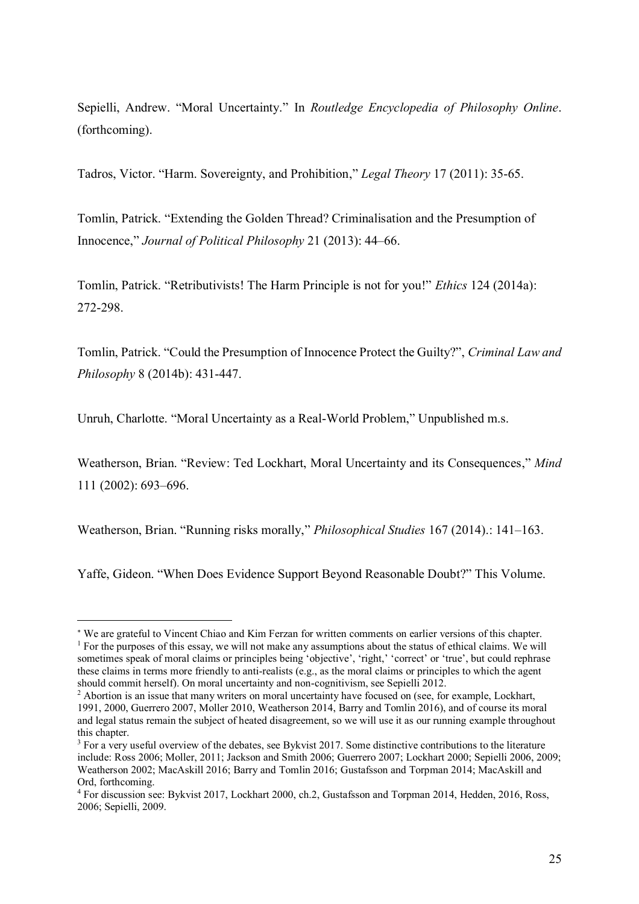Sepielli, Andrew. "Moral Uncertainty." In *Routledge Encyclopedia of Philosophy Online*. (forthcoming).

Tadros, Victor. "Harm. Sovereignty, and Prohibition," *Legal Theory* 17 (2011): 35-65.

Tomlin, Patrick. "Extending the Golden Thread? Criminalisation and the Presumption of Innocence," *Journal of Political Philosophy* 21 (2013): 44–66.

Tomlin, Patrick. "Retributivists! The Harm Principle is not for you!" *Ethics* 124 (2014a): 272-298.

Tomlin, Patrick. "Could the Presumption of Innocence Protect the Guilty?", *Criminal Law and Philosophy* 8 (2014b): 431-447.

Unruh, Charlotte. "Moral Uncertainty as a Real-World Problem," Unpublished m.s.

Weatherson, Brian. "Review: Ted Lockhart, Moral Uncertainty and its Consequences," *Mind* 111 (2002): 693–696.

Weatherson, Brian. "Running risks morally," *Philosophical Studies* 167 (2014).: 141–163.

Yaffe, Gideon. "When Does Evidence Support Beyond Reasonable Doubt?" This Volume.

---

[*] We are grateful to Vincent Chiao and Kim Ferzan for written comments on earlier versions of this chapter.

[1] For the purposes of this essay, we will not make any assumptions about the status of ethical claims. We will sometimes speak of moral claims or principles being 'objective', 'right,' 'correct' or 'true', but could rephrase these claims in terms more friendly to anti-realists (e.g., as the moral claims or principles to which the agent should commit herself). On moral uncertainty and non-cognitivism, see Sepielli 2012.

[2] Abortion is an issue that many writers on moral uncertainty have focused on (see, for example, Lockhart, 1991, 2000, Guerrero 2007, Moller 2010, Weatherson 2014, Barry and Tomlin 2016), and of course its moral and legal status remain the subject of heated disagreement, so we will use it as our running example throughout this chapter.

[3] For a very useful overview of the debates, see Bykvist 2017. Some distinctive contributions to the literature include: Ross 2006; Moller, 2011; Jackson and Smith 2006; Guerrero 2007; Lockhart 2000; Sepielli 2006, 2009; Weatherson 2002; MacAskill 2016; Barry and Tomlin 2016; Gustafsson and Torpman 2014; MacAskill and Ord, forthcoming.

[4] For discussion see: Bykvist 2017, Lockhart 2000, ch.2, Gustafsson and Torpman 2014, Hedden, 2016, Ross, 2006; Sepielli, 2009.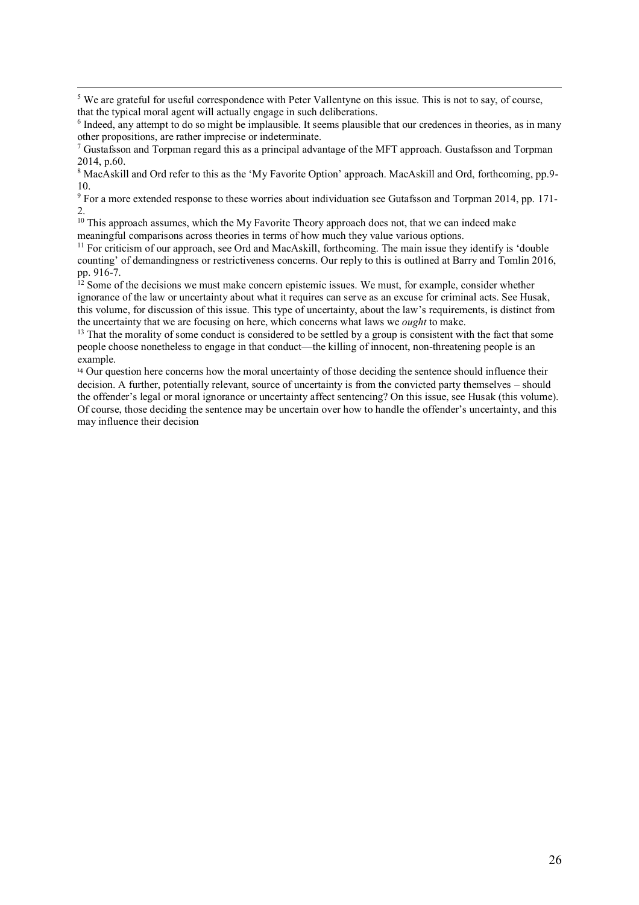[5] We are grateful for useful correspondence with Peter Vallentyne on this issue. This is not to say, of course, that the typical moral agent will actually engage in such deliberations.

[6] Indeed, any attempt to do so might be implausible. It seems plausible that our credences in theories, as in many other propositions, are rather imprecise or indeterminate.

[7] Gustafsson and Torpman regard this as a principal advantage of the MFT approach. Gustafsson and Torpman 2014, p.60.

[8] MacAskill and Ord refer to this as the 'My Favorite Option' approach. MacAskill and Ord, forthcoming, pp.9-10.

[9] For a more extended response to these worries about individuation see Gutafsson and Torpman 2014, pp. 171-2.

[10] This approach assumes, which the My Favorite Theory approach does not, that we can indeed make meaningful comparisons across theories in terms of how much they value various options.

[11] For criticism of our approach, see Ord and MacAskill, forthcoming. The main issue they identify is 'double counting' of demandingness or restrictiveness concerns. Our reply to this is outlined at Barry and Tomlin 2016, pp. 916-7.

[12] Some of the decisions we must make concern epistemic issues. We must, for example, consider whether ignorance of the law or uncertainty about what it requires can serve as an excuse for criminal acts. See Husak, this volume, for discussion of this issue. This type of uncertainty, about the law's requirements, is distinct from the uncertainty that we are focusing on here, which concerns what laws we *ought* to make.

[13] That the morality of some conduct is considered to be settled by a group is consistent with the fact that some people choose nonetheless to engage in that conduct—the killing of innocent, non-threatening people is an example.

[14] Our question here concerns how the moral uncertainty of those deciding the sentence should influence their decision. A further, potentially relevant, source of uncertainty is from the convicted party themselves – should the offender's legal or moral ignorance or uncertainty affect sentencing? On this issue, see Husak (this volume). Of course, those deciding the sentence may be uncertain over how to handle the offender's uncertainty, and this may influence their decision